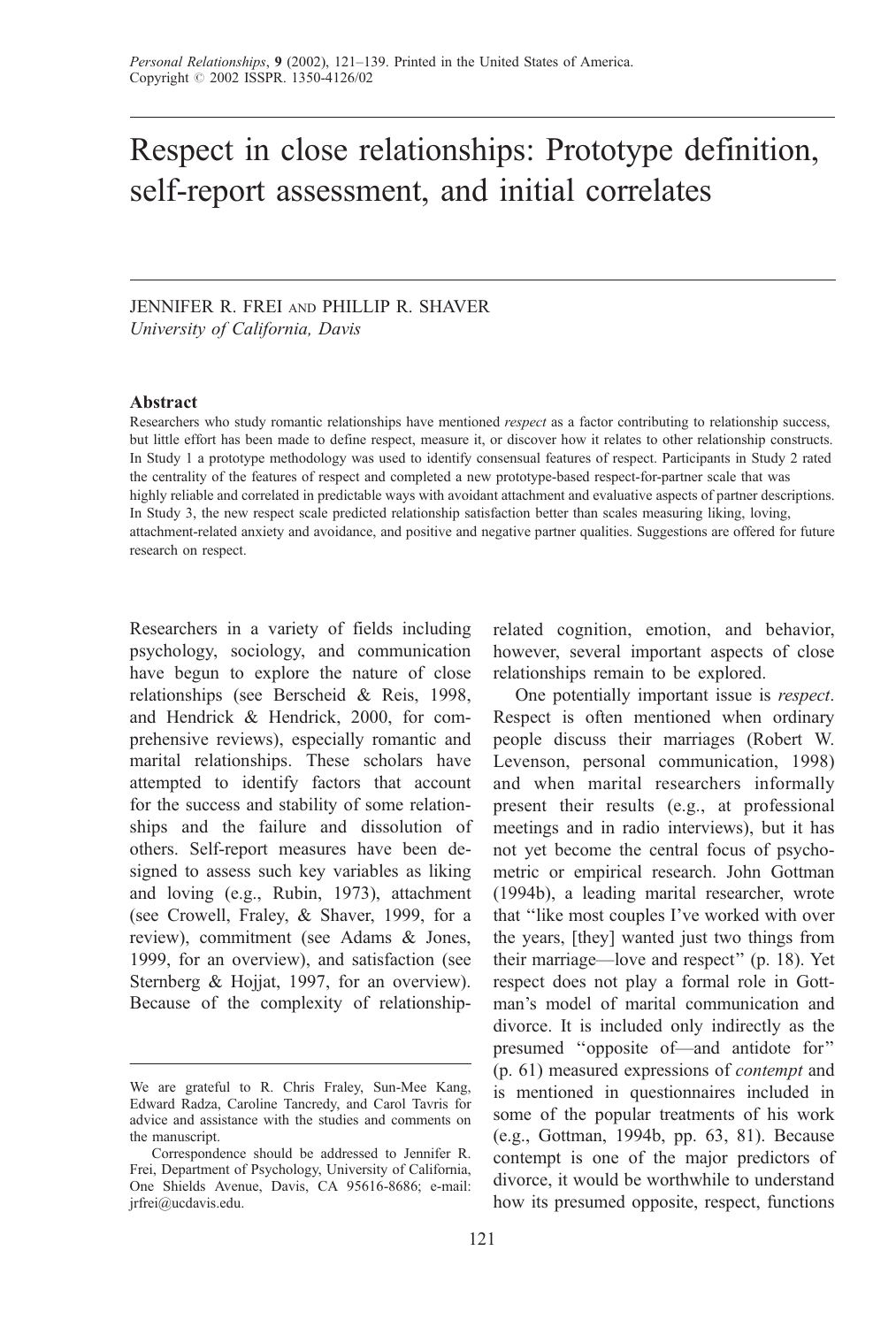# Respect in close relationships: Prototype definition, self-report assessment, and initial correlates

JENNIFER R. FREI AND PHILLIP R. SHAVER
*University of California, Davis*

### Abstract

Researchers who study romantic relationships have mentioned *respect* as a factor contributing to relationship success, but little effort has been made to define respect, measure it, or discover how it relates to other relationship constructs. In Study 1 a prototype methodology was used to identify consensual features of respect. Participants in Study 2 rated the centrality of the features of respect and completed a new prototype-based respect-for-partner scale that was highly reliable and correlated in predictable ways with avoidant attachment and evaluative aspects of partner descriptions. In Study 3, the new respect scale predicted relationship satisfaction better than scales measuring liking, loving, attachment-related anxiety and avoidance, and positive and negative partner qualities. Suggestions are offered for future research on respect.

Researchers in a variety of fields including psychology, sociology, and communication have begun to explore the nature of close relationships (see Berscheid & Reis, 1998, and Hendrick & Hendrick, 2000, for comprehensive reviews), especially romantic and marital relationships. These scholars have attempted to identify factors that account for the success and stability of some relationships and the failure and dissolution of others. Self-report measures have been designed to assess such key variables as liking and loving (e.g., Rubin, 1973), attachment (see Crowell, Fraley, & Shaver, 1999, for a review), commitment (see Adams & Jones, 1999, for an overview), and satisfaction (see Sternberg & Hojjat, 1997, for an overview). Because of the complexity of relationship-related cognition, emotion, and behavior, however, several important aspects of close relationships remain to be explored.

One potentially important issue is *respect*. Respect is often mentioned when ordinary people discuss their marriages (Robert W. Levenson, personal communication, 1998) and when marital researchers informally present their results (e.g., at professional meetings and in radio interviews), but it has not yet become the central focus of psychometric or empirical research. John Gottman (1994b), a leading marital researcher, wrote that "like most couples I've worked with over the years, [they] wanted just two things from their marriage—love and respect" (p. 18). Yet respect does not play a formal role in Gottman's model of marital communication and divorce. It is included only indirectly as the presumed "opposite of—and antidote for" (p. 61) measured expressions of *contempt* and is mentioned in questionnaires included in some of the popular treatments of his work (e.g., Gottman, 1994b, pp. 63, 81). Because contempt is one of the major predictors of divorce, it would be worthwhile to understand how its presumed opposite, respect, functions

---

We are grateful to R. Chris Fraley, Sun-Mee Kang, Edward Radza, Caroline Tancredy, and Carol Tavris for advice and assistance with the studies and comments on the manuscript.

Correspondence should be addressed to Jennifer R. Frei, Department of Psychology, University of California, One Shields Avenue, Davis, CA 95616-8686; e-mail: jrfrei@ucdavis.edu.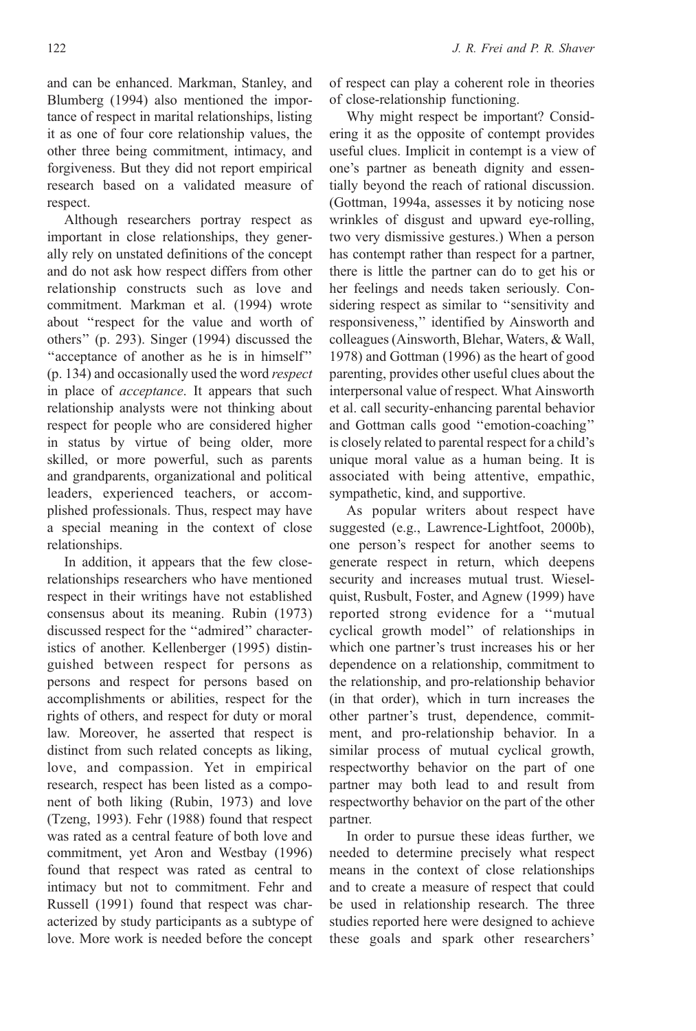and can be enhanced. Markman, Stanley, and Blumberg (1994) also mentioned the importance of respect in marital relationships, listing it as one of four core relationship values, the other three being commitment, intimacy, and forgiveness. But they did not report empirical research based on a validated measure of respect.

Although researchers portray respect as important in close relationships, they generally rely on unstated definitions of the concept and do not ask how respect differs from other relationship constructs such as love and commitment. Markman et al. (1994) wrote about ''respect for the value and worth of others'' (p. 293). Singer (1994) discussed the ''acceptance of another as he is in himself'' (p. 134) and occasionally used the word *respect* in place of *acceptance*. It appears that such relationship analysts were not thinking about respect for people who are considered higher in status by virtue of being older, more skilled, or more powerful, such as parents and grandparents, organizational and political leaders, experienced teachers, or accomplished professionals. Thus, respect may have a special meaning in the context of close relationships.

In addition, it appears that the few close-relationships researchers who have mentioned respect in their writings have not established consensus about its meaning. Rubin (1973) discussed respect for the ''admired'' characteristics of another. Kellenberger (1995) distinguished between respect for persons as persons and respect for persons based on accomplishments or abilities, respect for the rights of others, and respect for duty or moral law. Moreover, he asserted that respect is distinct from such related concepts as liking, love, and compassion. Yet in empirical research, respect has been listed as a component of both liking (Rubin, 1973) and love (Tzeng, 1993). Fehr (1988) found that respect was rated as a central feature of both love and commitment, yet Aron and Westbay (1996) found that respect was rated as central to intimacy but not to commitment. Fehr and Russell (1991) found that respect was characterized by study participants as a subtype of love. More work is needed before the concept of respect can play a coherent role in theories of close-relationship functioning.

Why might respect be important? Considering it as the opposite of contempt provides useful clues. Implicit in contempt is a view of one's partner as beneath dignity and essentially beyond the reach of rational discussion. (Gottman, 1994a, assesses it by noticing nose wrinkles of disgust and upward eye-rolling, two very dismissive gestures.) When a person has contempt rather than respect for a partner, there is little the partner can do to get his or her feelings and needs taken seriously. Considering respect as similar to ''sensitivity and responsiveness,'' identified by Ainsworth and colleagues (Ainsworth, Blehar, Waters, & Wall, 1978) and Gottman (1996) as the heart of good parenting, provides other useful clues about the interpersonal value of respect. What Ainsworth et al. call security-enhancing parental behavior and Gottman calls good ''emotion-coaching'' is closely related to parental respect for a child's unique moral value as a human being. It is associated with being attentive, empathic, sympathetic, kind, and supportive.

As popular writers about respect have suggested (e.g., Lawrence-Lightfoot, 2000b), one person's respect for another seems to generate respect in return, which deepens security and increases mutual trust. Wieselquist, Rusbult, Foster, and Agnew (1999) have reported strong evidence for a ''mutual cyclical growth model'' of relationships in which one partner's trust increases his or her dependence on a relationship, commitment to the relationship, and pro-relationship behavior (in that order), which in turn increases the other partner's trust, dependence, commitment, and pro-relationship behavior. In a similar process of mutual cyclical growth, respectworthy behavior on the part of one partner may both lead to and result from respectworthy behavior on the part of the other partner.

In order to pursue these ideas further, we needed to determine precisely what respect means in the context of close relationships and to create a measure of respect that could be used in relationship research. The three studies reported here were designed to achieve these goals and spark other researchers'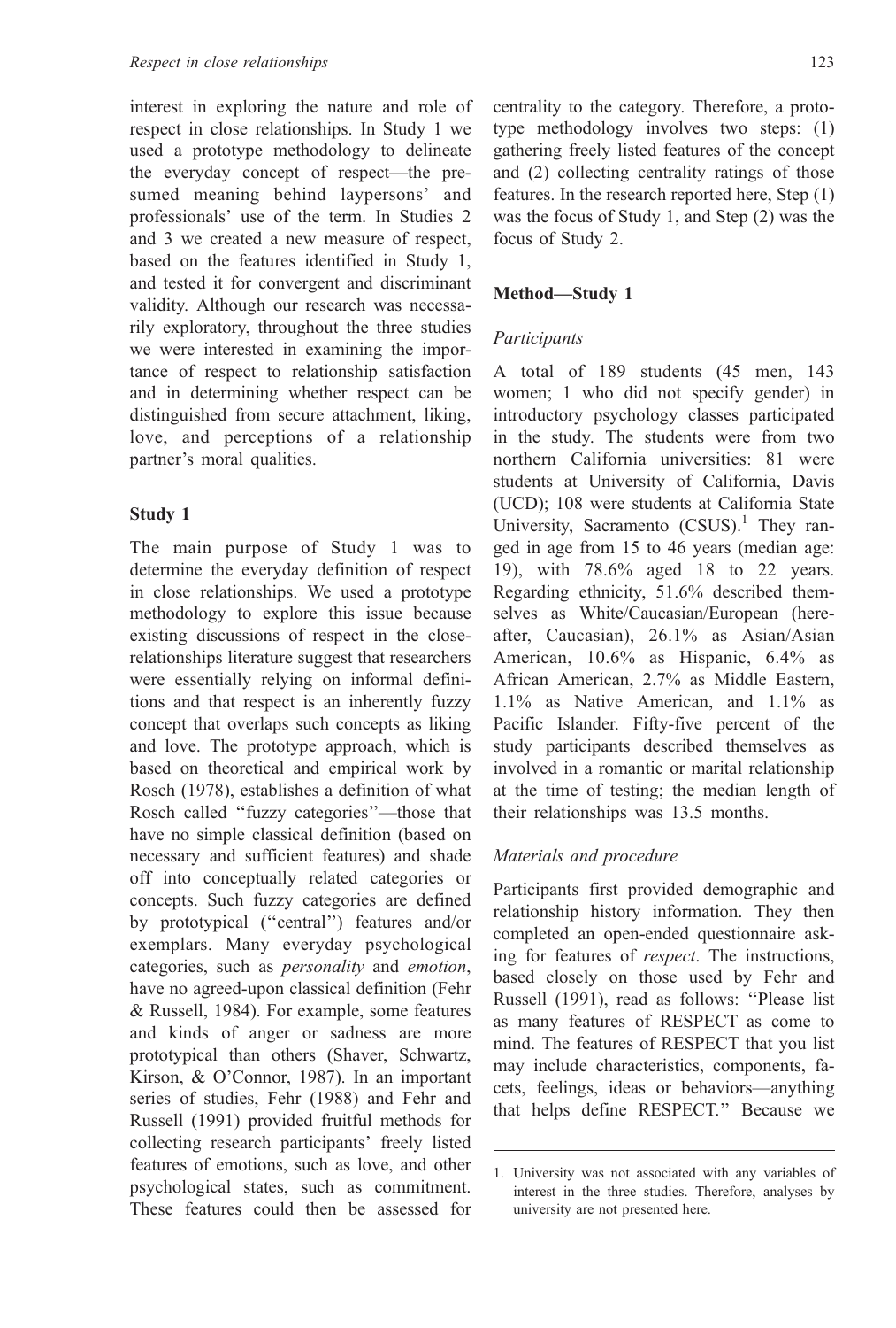interest in exploring the nature and role of respect in close relationships. In Study 1 we used a prototype methodology to delineate the everyday concept of respect—the presumed meaning behind laypersons' and professionals' use of the term. In Studies 2 and 3 we created a new measure of respect, based on the features identified in Study 1, and tested it for convergent and discriminant validity. Although our research was necessarily exploratory, throughout the three studies we were interested in examining the importance of respect to relationship satisfaction and in determining whether respect can be distinguished from secure attachment, liking, love, and perceptions of a relationship partner's moral qualities.

## Study 1

The main purpose of Study 1 was to determine the everyday definition of respect in close relationships. We used a prototype methodology to explore this issue because existing discussions of respect in the close-relationships literature suggest that researchers were essentially relying on informal definitions and that respect is an inherently fuzzy concept that overlaps such concepts as liking and love. The prototype approach, which is based on theoretical and empirical work by Rosch (1978), establishes a definition of what Rosch called ''fuzzy categories''—those that have no simple classical definition (based on necessary and sufficient features) and shade off into conceptually related categories or concepts. Such fuzzy categories are defined by prototypical (''central'') features and/or exemplars. Many everyday psychological categories, such as *personality* and *emotion*, have no agreed-upon classical definition (Fehr & Russell, 1984). For example, some features and kinds of anger or sadness are more prototypical than others (Shaver, Schwartz, Kirson, & O'Connor, 1987). In an important series of studies, Fehr (1988) and Fehr and Russell (1991) provided fruitful methods for collecting research participants' freely listed features of emotions, such as love, and other psychological states, such as commitment. These features could then be assessed for centrality to the category. Therefore, a prototype methodology involves two steps: (1) gathering freely listed features of the concept and (2) collecting centrality ratings of those features. In the research reported here, Step (1) was the focus of Study 1, and Step (2) was the focus of Study 2.

## Method—Study 1

### Participants

A total of 189 students (45 men, 143 women; 1 who did not specify gender) in introductory psychology classes participated in the study. The students were from two northern California universities: 81 were students at University of California, Davis (UCD); 108 were students at California State University, Sacramento (CSUS).[1] They ranged in age from 15 to 46 years (median age: 19), with 78.6% aged 18 to 22 years. Regarding ethnicity, 51.6% described themselves as White/Caucasian/European (hereafter, Caucasian), 26.1% as Asian/Asian American, 10.6% as Hispanic, 6.4% as African American, 2.7% as Middle Eastern, 1.1% as Native American, and 1.1% as Pacific Islander. Fifty-five percent of the study participants described themselves as involved in a romantic or marital relationship at the time of testing; the median length of their relationships was 13.5 months.

### Materials and procedure

Participants first provided demographic and relationship history information. They then completed an open-ended questionnaire asking for features of *respect*. The instructions, based closely on those used by Fehr and Russell (1991), read as follows: ''Please list as many features of RESPECT as come to mind. The features of RESPECT that you list may include characteristics, components, facets, feelings, ideas or behaviors—anything that helps define RESPECT.'' Because we

1. University was not associated with any variables of interest in the three studies. Therefore, analyses by university are not presented here.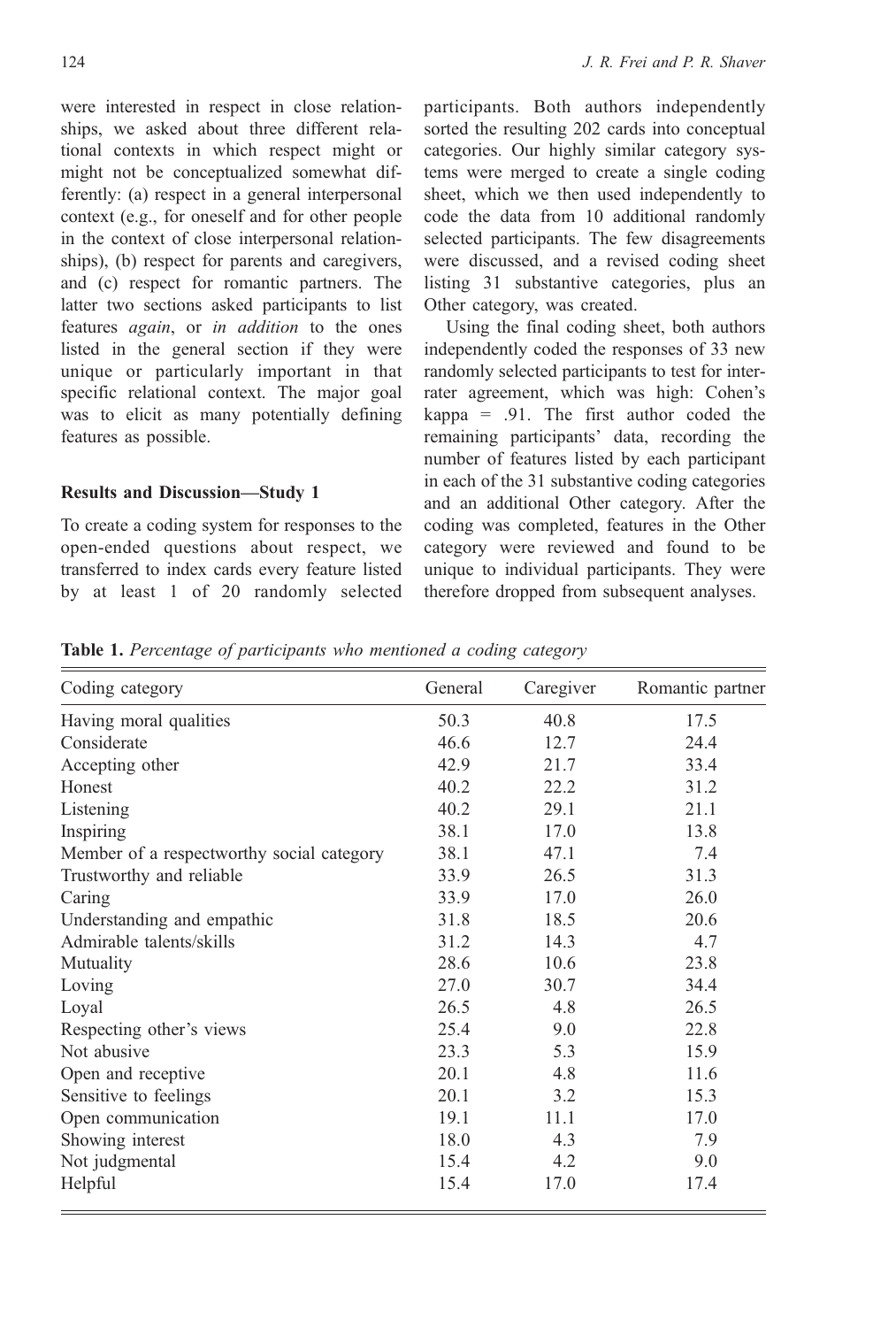were interested in respect in close relationships, we asked about three different relational contexts in which respect might or might not be conceptualized somewhat differently: (a) respect in a general interpersonal context (e.g., for oneself and for other people in the context of close interpersonal relationships), (b) respect for parents and caregivers, and (c) respect for romantic partners. The latter two sections asked participants to list features *again*, or *in addition* to the ones listed in the general section if they were unique or particularly important in that specific relational context. The major goal was to elicit as many potentially defining features as possible.

### Results and Discussion—Study 1

To create a coding system for responses to the open-ended questions about respect, we transferred to index cards every feature listed by at least 1 of 20 randomly selected participants. Both authors independently sorted the resulting 202 cards into conceptual categories. Our highly similar category systems were merged to create a single coding sheet, which we then used independently to code the data from 10 additional randomly selected participants. The few disagreements were discussed, and a revised coding sheet listing 31 substantive categories, plus an Other category, was created.

Using the final coding sheet, both authors independently coded the responses of 33 new randomly selected participants to test for interrater agreement, which was high: Cohen's kappa = .91. The first author coded the remaining participants' data, recording the number of features listed by each participant in each of the 31 substantive coding categories and an additional Other category. After the coding was completed, features in the Other category were reviewed and found to be unique to individual participants. They were therefore dropped from subsequent analyses.

**Table 1.** *Percentage of participants who mentioned a coding category*

| Coding category | General | Caregiver | Romantic partner |
|---|---|---|---|
| Having moral qualities | 50.3 | 40.8 | 17.5 |
| Considerate | 46.6 | 12.7 | 24.4 |
| Accepting other | 42.9 | 21.7 | 33.4 |
| Honest | 40.2 | 22.2 | 31.2 |
| Listening | 40.2 | 29.1 | 21.1 |
| Inspiring | 38.1 | 17.0 | 13.8 |
| Member of a respectworthy social category | 38.1 | 47.1 | 7.4 |
| Trustworthy and reliable | 33.9 | 26.5 | 31.3 |
| Caring | 33.9 | 17.0 | 26.0 |
| Understanding and empathic | 31.8 | 18.5 | 20.6 |
| Admirable talents/skills | 31.2 | 14.3 | 4.7 |
| Mutuality | 28.6 | 10.6 | 23.8 |
| Loving | 27.0 | 30.7 | 34.4 |
| Loyal | 26.5 | 4.8 | 26.5 |
| Respecting other's views | 25.4 | 9.0 | 22.8 |
| Not abusive | 23.3 | 5.3 | 15.9 |
| Open and receptive | 20.1 | 4.8 | 11.6 |
| Sensitive to feelings | 20.1 | 3.2 | 15.3 |
| Open communication | 19.1 | 11.1 | 17.0 |
| Showing interest | 18.0 | 4.3 | 7.9 |
| Not judgmental | 15.4 | 4.2 | 9.0 |
| Helpful | 15.4 | 17.0 | 17.4 |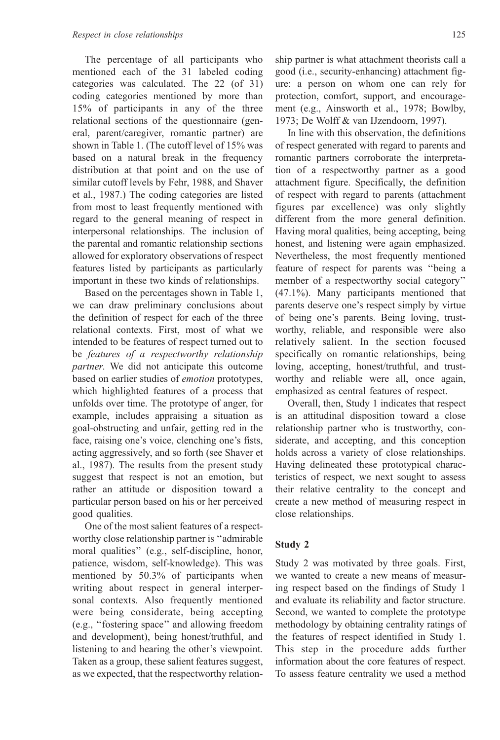The percentage of all participants who mentioned each of the 31 labeled coding categories was calculated. The 22 (of 31) coding categories mentioned by more than 15% of participants in any of the three relational sections of the questionnaire (general, parent/caregiver, romantic partner) are shown in Table 1. (The cutoff level of 15% was based on a natural break in the frequency distribution at that point and on the use of similar cutoff levels by Fehr, 1988, and Shaver et al., 1987.) The coding categories are listed from most to least frequently mentioned with regard to the general meaning of respect in interpersonal relationships. The inclusion of the parental and romantic relationship sections allowed for exploratory observations of respect features listed by participants as particularly important in these two kinds of relationships.

Based on the percentages shown in Table 1, we can draw preliminary conclusions about the definition of respect for each of the three relational contexts. First, most of what we intended to be features of respect turned out to be *features of a respectworthy relationship partner*. We did not anticipate this outcome based on earlier studies of *emotion* prototypes, which highlighted features of a process that unfolds over time. The prototype of anger, for example, includes appraising a situation as goal-obstructing and unfair, getting red in the face, raising one's voice, clenching one's fists, acting aggressively, and so forth (see Shaver et al., 1987). The results from the present study suggest that respect is not an emotion, but rather an attitude or disposition toward a particular person based on his or her perceived good qualities.

One of the most salient features of a respectworthy close relationship partner is "admirable moral qualities" (e.g., self-discipline, honor, patience, wisdom, self-knowledge). This was mentioned by 50.3% of participants when writing about respect in general interpersonal contexts. Also frequently mentioned were being considerate, being accepting (e.g., "fostering space" and allowing freedom and development), being honest/truthful, and listening to and hearing the other's viewpoint. Taken as a group, these salient features suggest, as we expected, that the respectworthy relationship partner is what attachment theorists call a good (i.e., security-enhancing) attachment figure: a person on whom one can rely for protection, comfort, support, and encouragement (e.g., Ainsworth et al., 1978; Bowlby, 1973; De Wolff & van IJzendoorn, 1997).

In line with this observation, the definitions of respect generated with regard to parents and romantic partners corroborate the interpretation of a respectworthy partner as a good attachment figure. Specifically, the definition of respect with regard to parents (attachment figures par excellence) was only slightly different from the more general definition. Having moral qualities, being accepting, being honest, and listening were again emphasized. Nevertheless, the most frequently mentioned feature of respect for parents was "being a member of a respectworthy social category" (47.1%). Many participants mentioned that parents deserve one's respect simply by virtue of being one's parents. Being loving, trustworthy, reliable, and responsible were also relatively salient. In the section focused specifically on romantic relationships, being loving, accepting, honest/truthful, and trustworthy and reliable were all, once again, emphasized as central features of respect.

Overall, then, Study 1 indicates that respect is an attitudinal disposition toward a close relationship partner who is trustworthy, considerate, and accepting, and this conception holds across a variety of close relationships. Having delineated these prototypical characteristics of respect, we next sought to assess their relative centrality to the concept and create a new method of measuring respect in close relationships.

## Study 2

Study 2 was motivated by three goals. First, we wanted to create a new means of measuring respect based on the findings of Study 1 and evaluate its reliability and factor structure. Second, we wanted to complete the prototype methodology by obtaining centrality ratings of the features of respect identified in Study 1. This step in the procedure adds further information about the core features of respect. To assess feature centrality we used a method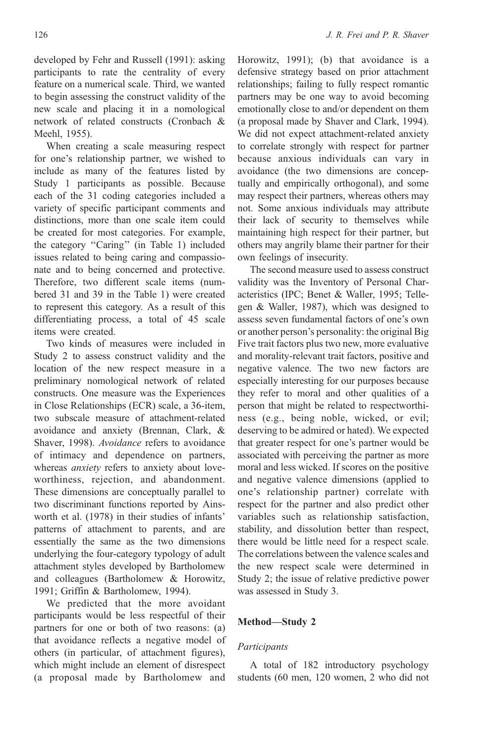developed by Fehr and Russell (1991): asking participants to rate the centrality of every feature on a numerical scale. Third, we wanted to begin assessing the construct validity of the new scale and placing it in a nomological network of related constructs (Cronbach & Meehl, 1955).

When creating a scale measuring respect for one's relationship partner, we wished to include as many of the features listed by Study 1 participants as possible. Because each of the 31 coding categories included a variety of specific participant comments and distinctions, more than one scale item could be created for most categories. For example, the category ''Caring'' (in Table 1) included issues related to being caring and compassionate and to being concerned and protective. Therefore, two different scale items (numbered 31 and 39 in the Table 1) were created to represent this category. As a result of this differentiating process, a total of 45 scale items were created.

Two kinds of measures were included in Study 2 to assess construct validity and the location of the new respect measure in a preliminary nomological network of related constructs. One measure was the Experiences in Close Relationships (ECR) scale, a 36-item, two subscale measure of attachment-related avoidance and anxiety (Brennan, Clark, & Shaver, 1998). *Avoidance* refers to avoidance of intimacy and dependence on partners, whereas *anxiety* refers to anxiety about love-worthiness, rejection, and abandonment. These dimensions are conceptually parallel to two discriminant functions reported by Ainsworth et al. (1978) in their studies of infants' patterns of attachment to parents, and are essentially the same as the two dimensions underlying the four-category typology of adult attachment styles developed by Bartholomew and colleagues (Bartholomew & Horowitz, 1991; Griffin & Bartholomew, 1994).

We predicted that the more avoidant participants would be less respectful of their partners for one or both of two reasons: (a) that avoidance reflects a negative model of others (in particular, of attachment figures), which might include an element of disrespect (a proposal made by Bartholomew and Horowitz, 1991); (b) that avoidance is a defensive strategy based on prior attachment relationships; failing to fully respect romantic partners may be one way to avoid becoming emotionally close to and/or dependent on them (a proposal made by Shaver and Clark, 1994). We did not expect attachment-related anxiety to correlate strongly with respect for partner because anxious individuals can vary in avoidance (the two dimensions are conceptually and empirically orthogonal), and some may respect their partners, whereas others may not. Some anxious individuals may attribute their lack of security to themselves while maintaining high respect for their partner, but others may angrily blame their partner for their own feelings of insecurity.

The second measure used to assess construct validity was the Inventory of Personal Characteristics (IPC; Benet & Waller, 1995; Tellegen & Waller, 1987), which was designed to assess seven fundamental factors of one's own or another person's personality: the original Big Five trait factors plus two new, more evaluative and morality-relevant trait factors, positive and negative valence. The two new factors are especially interesting for our purposes because they refer to moral and other qualities of a person that might be related to respectworthiness (e.g., being noble, wicked, or evil; deserving to be admired or hated). We expected that greater respect for one's partner would be associated with perceiving the partner as more moral and less wicked. If scores on the positive and negative valence dimensions (applied to one's relationship partner) correlate with respect for the partner and also predict other variables such as relationship satisfaction, stability, and dissolution better than respect, there would be little need for a respect scale. The correlations between the valence scales and the new respect scale were determined in Study 2; the issue of relative predictive power was assessed in Study 3.

## Method—Study 2

### *Participants*

A total of 182 introductory psychology students (60 men, 120 women, 2 who did not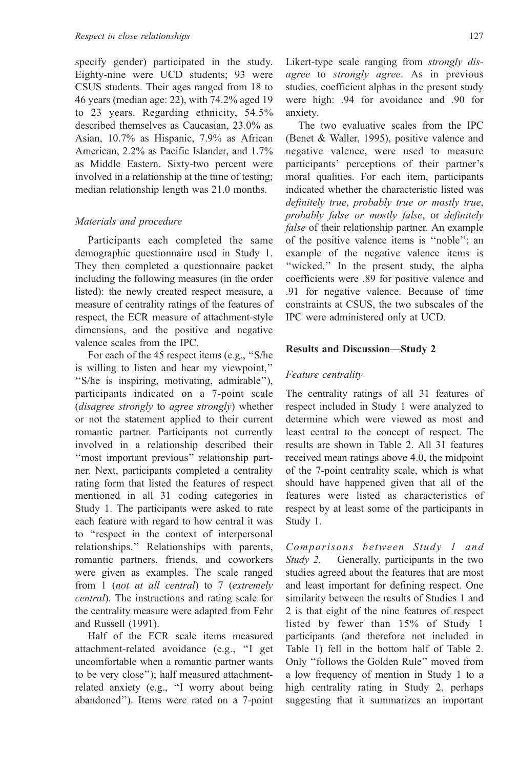specify gender) participated in the study. Eighty-nine were UCD students; 93 were CSUS students. Their ages ranged from 18 to 46 years (median age: 22), with 74.2% aged 19 to 23 years. Regarding ethnicity, 54.5% described themselves as Caucasian, 23.0% as Asian, 10.7% as Hispanic, 7.9% as African American, 2.2% as Pacific Islander, and 1.7% as Middle Eastern. Sixty-two percent were involved in a relationship at the time of testing; median relationship length was 21.0 months.

### *Materials and procedure*

Participants each completed the same demographic questionnaire used in Study 1. They then completed a questionnaire packet including the following measures (in the order listed): the newly created respect measure, a measure of centrality ratings of the features of respect, the ECR measure of attachment-style dimensions, and the positive and negative valence scales from the IPC.

For each of the 45 respect items (e.g., ''S/he is willing to listen and hear my viewpoint,'' ''S/he is inspiring, motivating, admirable''), participants indicated on a 7-point scale (*disagree strongly* to *agree strongly*) whether or not the statement applied to their current romantic partner. Participants not currently involved in a relationship described their ''most important previous'' relationship partner. Next, participants completed a centrality rating form that listed the features of respect mentioned in all 31 coding categories in Study 1. The participants were asked to rate each feature with regard to how central it was to ''respect in the context of interpersonal relationships.'' Relationships with parents, romantic partners, friends, and coworkers were given as examples. The scale ranged from 1 (*not at all central*) to 7 (*extremely central*). The instructions and rating scale for the centrality measure were adapted from Fehr and Russell (1991).

Half of the ECR scale items measured attachment-related avoidance (e.g., ''I get uncomfortable when a romantic partner wants to be very close''); half measured attachment-related anxiety (e.g., ''I worry about being abandoned''). Items were rated on a 7-point Likert-type scale ranging from *strongly disagree* to *strongly agree*. As in previous studies, coefficient alphas in the present study were high: .94 for avoidance and .90 for anxiety.

The two evaluative scales from the IPC (Benet & Waller, 1995), positive valence and negative valence, were used to measure participants' perceptions of their partner's moral qualities. For each item, participants indicated whether the characteristic listed was *definitely true*, *probably true or mostly true*, *probably false or mostly false*, or *definitely false* of their relationship partner. An example of the positive valence items is ''noble''; an example of the negative valence items is ''wicked.'' In the present study, the alpha coefficients were .89 for positive valence and .91 for negative valence. Because of time constraints at CSUS, the two subscales of the IPC were administered only at UCD.

## Results and Discussion—Study 2

### *Feature centrality*

The centrality ratings of all 31 features of respect included in Study 1 were analyzed to determine which were viewed as most and least central to the concept of respect. The results are shown in Table 2. All 31 features received mean ratings above 4.0, the midpoint of the 7-point centrality scale, which is what should have happened given that all of the features were listed as characteristics of respect by at least some of the participants in Study 1.

*Comparisons between Study 1 and Study 2.* Generally, participants in the two studies agreed about the features that are most and least important for defining respect. One similarity between the results of Studies 1 and 2 is that eight of the nine features of respect listed by fewer than 15% of Study 1 participants (and therefore not included in Table 1) fell in the bottom half of Table 2. Only ''follows the Golden Rule'' moved from a low frequency of mention in Study 1 to a high centrality rating in Study 2, perhaps suggesting that it summarizes an important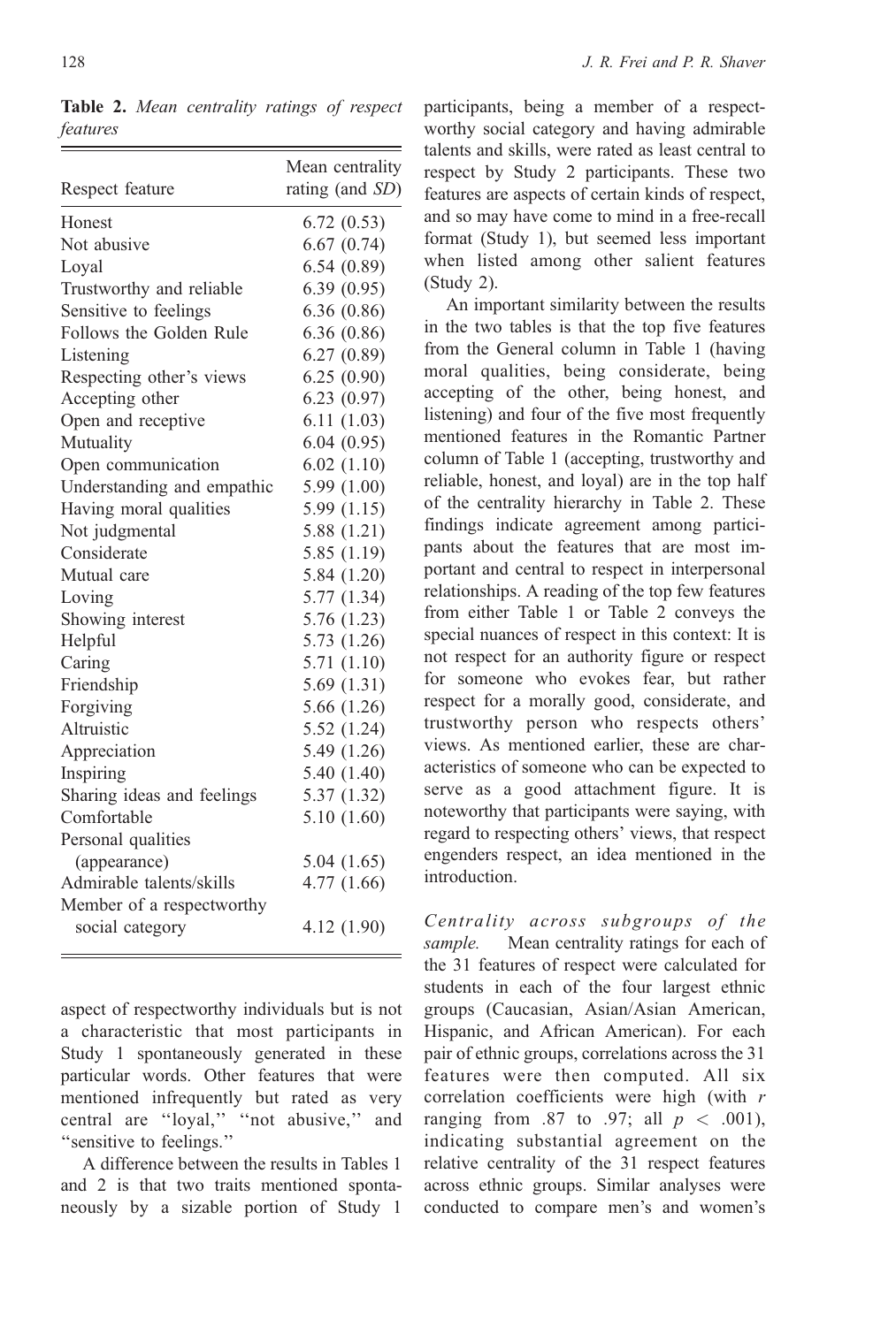**Table 2.** *Mean centrality ratings of respect features*

| Respect feature | Mean centrality rating (and *SD*) |
|---|---|
| Honest | 6.72 (0.53) |
| Not abusive | 6.67 (0.74) |
| Loyal | 6.54 (0.89) |
| Trustworthy and reliable | 6.39 (0.95) |
| Sensitive to feelings | 6.36 (0.86) |
| Follows the Golden Rule | 6.36 (0.86) |
| Listening | 6.27 (0.89) |
| Respecting other's views | 6.25 (0.90) |
| Accepting other | 6.23 (0.97) |
| Open and receptive | 6.11 (1.03) |
| Mutuality | 6.04 (0.95) |
| Open communication | 6.02 (1.10) |
| Understanding and empathic | 5.99 (1.00) |
| Having moral qualities | 5.99 (1.15) |
| Not judgmental | 5.88 (1.21) |
| Considerate | 5.85 (1.19) |
| Mutual care | 5.84 (1.20) |
| Loving | 5.77 (1.34) |
| Showing interest | 5.76 (1.23) |
| Helpful | 5.73 (1.26) |
| Caring | 5.71 (1.10) |
| Friendship | 5.69 (1.31) |
| Forgiving | 5.66 (1.26) |
| Altruistic | 5.52 (1.24) |
| Appreciation | 5.49 (1.26) |
| Inspiring | 5.40 (1.40) |
| Sharing ideas and feelings | 5.37 (1.32) |
| Comfortable | 5.10 (1.60) |
| Personal qualities (appearance) | 5.04 (1.65) |
| Admirable talents/skills | 4.77 (1.66) |
| Member of a respectworthy social category | 4.12 (1.90) |

aspect of respectworthy individuals but is not a characteristic that most participants in Study 1 spontaneously generated in these particular words. Other features that were mentioned infrequently but rated as very central are "loyal," "not abusive," and "sensitive to feelings."

A difference between the results in Tables 1 and 2 is that two traits mentioned spontaneously by a sizable portion of Study 1 participants, being a member of a respectworthy social category and having admirable talents and skills, were rated as least central to respect by Study 2 participants. These two features are aspects of certain kinds of respect, and so may have come to mind in a free-recall format (Study 1), but seemed less important when listed among other salient features (Study 2).

An important similarity between the results in the two tables is that the top five features from the General column in Table 1 (having moral qualities, being considerate, being accepting of the other, being honest, and listening) and four of the five most frequently mentioned features in the Romantic Partner column of Table 1 (accepting, trustworthy and reliable, honest, and loyal) are in the top half of the centrality hierarchy in Table 2. These findings indicate agreement among participants about the features that are most important and central to respect in interpersonal relationships. A reading of the top few features from either Table 1 or Table 2 conveys the special nuances of respect in this context: It is not respect for an authority figure or respect for someone who evokes fear, but rather respect for a morally good, considerate, and trustworthy person who respects others' views. As mentioned earlier, these are characteristics of someone who can be expected to serve as a good attachment figure. It is noteworthy that participants were saying, with regard to respecting others' views, that respect engenders respect, an idea mentioned in the introduction.

*Centrality across subgroups of the sample.* Mean centrality ratings for each of the 31 features of respect were calculated for students in each of the four largest ethnic groups (Caucasian, Asian/Asian American, Hispanic, and African American). For each pair of ethnic groups, correlations across the 31 features were then computed. All six correlation coefficients were high (with $r$ ranging from .87 to .97; all $p < .001$), indicating substantial agreement on the relative centrality of the 31 respect features across ethnic groups. Similar analyses were conducted to compare men's and women's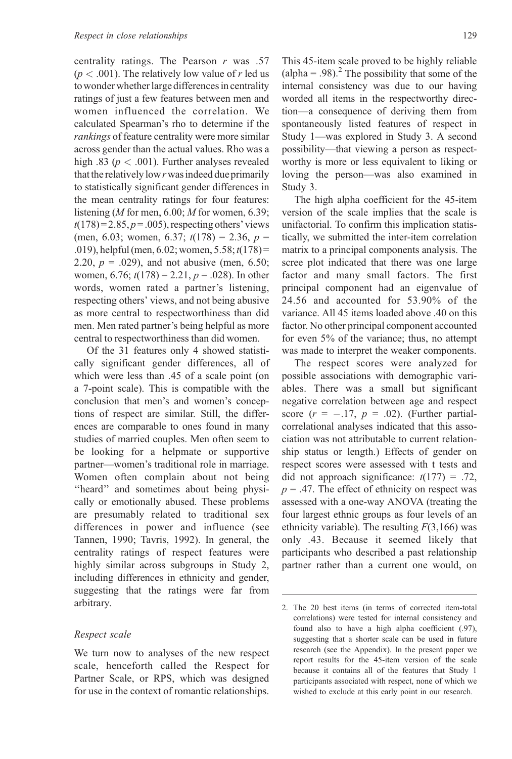centrality ratings. The Pearson $r$ was .57 ($p < .001$). The relatively low value of $r$ led us to wonder whether large differences in centrality ratings of just a few features between men and women influenced the correlation. We calculated Spearman's rho to determine if the *rankings* of feature centrality were more similar across gender than the actual values. Rho was a high .83 ($p < .001$). Further analyses revealed that the relatively low $r$ was indeed due primarily to statistically significant gender differences in the mean centrality ratings for four features: listening ($M$ for men, 6.00; $M$ for women, 6.39; $t(178) = 2.85, p = .005$), respecting others' views (men, 6.03; women, 6.37; $t(178) = 2.36$, $p = .019$), helpful (men, 6.02; women, 5.58; $t(178) = 2.20$, $p = .029$), and not abusive (men, 6.50; women, 6.76; $t(178) = 2.21$, $p = .028$). In other words, women rated a partner's listening, respecting others' views, and not being abusive as more central to respectworthiness than did men. Men rated partner's being helpful as more central to respectworthiness than did women.

Of the 31 features only 4 showed statistically significant gender differences, all of which were less than .45 of a scale point (on a 7-point scale). This is compatible with the conclusion that men's and women's conceptions of respect are similar. Still, the differences are comparable to ones found in many studies of married couples. Men often seem to be looking for a helpmate or supportive partner—women's traditional role in marriage. Women often complain about not being "heard" and sometimes about being physically or emotionally abused. These problems are presumably related to traditional sex differences in power and influence (see Tannen, 1990; Tavris, 1992). In general, the centrality ratings of respect features were highly similar across subgroups in Study 2, including differences in ethnicity and gender, suggesting that the ratings were far from arbitrary.

### Respect scale

We turn now to analyses of the new respect scale, henceforth called the Respect for Partner Scale, or RPS, which was designed for use in the context of romantic relationships. This 45-item scale proved to be highly reliable (alpha = .98).[2] The possibility that some of the internal consistency was due to our having worded all items in the respectworthy direction—a consequence of deriving them from spontaneously listed features of respect in Study 1—was explored in Study 3. A second possibility—that viewing a person as respectworthy is more or less equivalent to liking or loving the person—was also examined in Study 3.

The high alpha coefficient for the 45-item version of the scale implies that the scale is unifactorial. To confirm this implication statistically, we submitted the inter-item correlation matrix to a principal components analysis. The scree plot indicated that there was one large factor and many small factors. The first principal component had an eigenvalue of 24.56 and accounted for 53.90% of the variance. All 45 items loaded above .40 on this factor. No other principal component accounted for even 5% of the variance; thus, no attempt was made to interpret the weaker components.

The respect scores were analyzed for possible associations with demographic variables. There was a small but significant negative correlation between age and respect score ($r = -.17$, $p = .02$). (Further partial-correlational analyses indicated that this association was not attributable to current relationship status or length.) Effects of gender on respect scores were assessed with t tests and did not approach significance: $t(177) = .72$, $p = .47$. The effect of ethnicity on respect was assessed with a one-way ANOVA (treating the four largest ethnic groups as four levels of an ethnicity variable). The resulting $F(3,166)$ was only .43. Because it seemed likely that participants who described a past relationship partner rather than a current one would, on

2. The 20 best items (in terms of corrected item-total correlations) were tested for internal consistency and found also to have a high alpha coefficient (.97), suggesting that a shorter scale can be used in future research (see the Appendix). In the present paper we report results for the 45-item version of the scale because it contains all of the features that Study 1 participants associated with respect, none of which we wished to exclude at this early point in our research.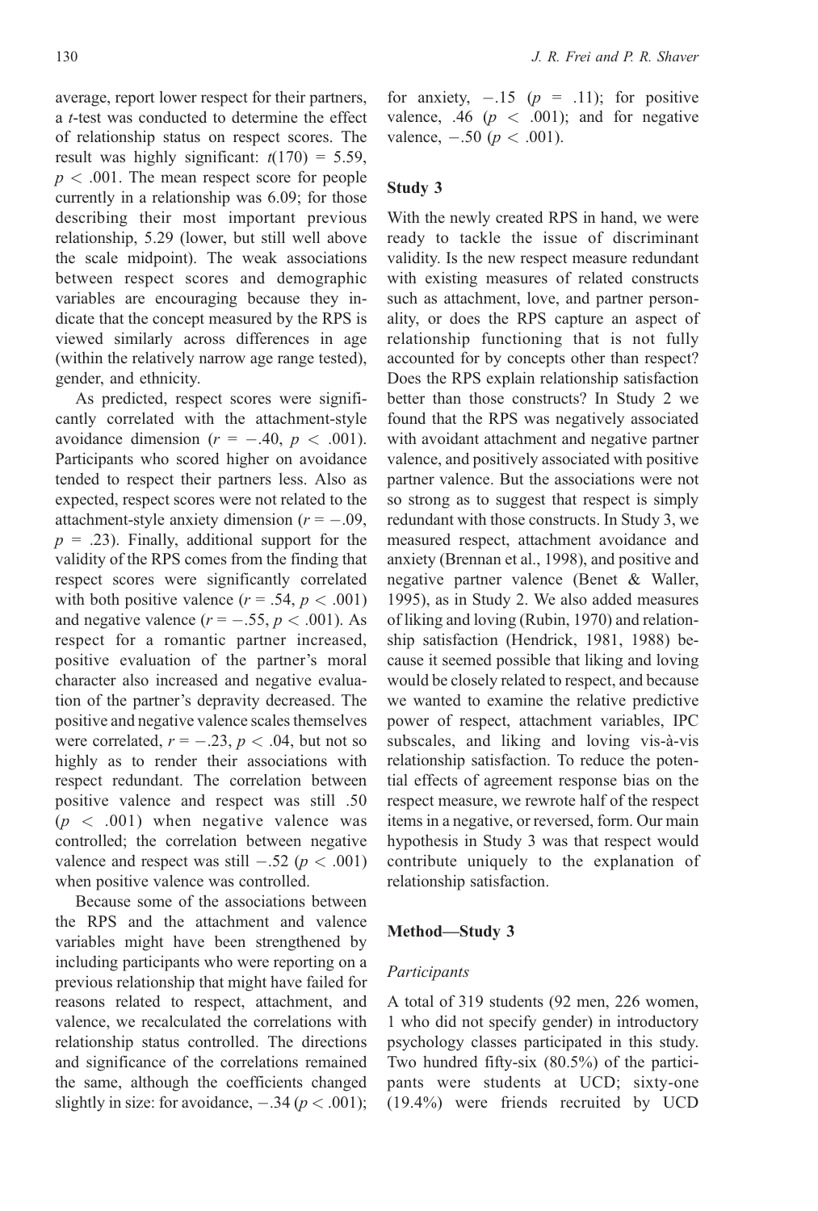average, report lower respect for their partners, a *t*-test was conducted to determine the effect of relationship status on respect scores. The result was highly significant: $t(170) = 5.59$, $p < .001$. The mean respect score for people currently in a relationship was 6.09; for those describing their most important previous relationship, 5.29 (lower, but still well above the scale midpoint). The weak associations between respect scores and demographic variables are encouraging because they indicate that the concept measured by the RPS is viewed similarly across differences in age (within the relatively narrow age range tested), gender, and ethnicity.

As predicted, respect scores were significantly correlated with the attachment-style avoidance dimension ($r = -.40$, $p < .001$). Participants who scored higher on avoidance tended to respect their partners less. Also as expected, respect scores were not related to the attachment-style anxiety dimension ($r = -.09$, $p = .23$). Finally, additional support for the validity of the RPS comes from the finding that respect scores were significantly correlated with both positive valence ($r = .54$, $p < .001$) and negative valence ($r = -.55$, $p < .001$). As respect for a romantic partner increased, positive evaluation of the partner's moral character also increased and negative evaluation of the partner's depravity decreased. The positive and negative valence scales themselves were correlated, $r = -.23$, $p < .04$, but not so highly as to render their associations with respect redundant. The correlation between positive valence and respect was still .50 ($p < .001$) when negative valence was controlled; the correlation between negative valence and respect was still $-.52$ ($p < .001$) when positive valence was controlled.

Because some of the associations between the RPS and the attachment and valence variables might have been strengthened by including participants who were reporting on a previous relationship that might have failed for reasons related to respect, attachment, and valence, we recalculated the correlations with relationship status controlled. The directions and significance of the correlations remained the same, although the coefficients changed slightly in size: for avoidance, $-.34$ ($p < .001$); for anxiety, $-.15$ ($p = .11$); for positive valence, .46 ($p < .001$); and for negative valence, $-.50$ ($p < .001$).

### Study 3

With the newly created RPS in hand, we were ready to tackle the issue of discriminant validity. Is the new respect measure redundant with existing measures of related constructs such as attachment, love, and partner personality, or does the RPS capture an aspect of relationship functioning that is not fully accounted for by concepts other than respect? Does the RPS explain relationship satisfaction better than those constructs? In Study 2 we found that the RPS was negatively associated with avoidant attachment and negative partner valence, and positively associated with positive partner valence. But the associations were not so strong as to suggest that respect is simply redundant with those constructs. In Study 3, we measured respect, attachment avoidance and anxiety (Brennan et al., 1998), and positive and negative partner valence (Benet & Waller, 1995), as in Study 2. We also added measures of liking and loving (Rubin, 1970) and relationship satisfaction (Hendrick, 1981, 1988) because it seemed possible that liking and loving would be closely related to respect, and because we wanted to examine the relative predictive power of respect, attachment variables, IPC subscales, and liking and loving vis-à-vis relationship satisfaction. To reduce the potential effects of agreement response bias on the respect measure, we rewrote half of the respect items in a negative, or reversed, form. Our main hypothesis in Study 3 was that respect would contribute uniquely to the explanation of relationship satisfaction.

### Method—Study 3

#### *Participants*

A total of 319 students (92 men, 226 women, 1 who did not specify gender) in introductory psychology classes participated in this study. Two hundred fifty-six (80.5%) of the participants were students at UCD; sixty-one (19.4%) were friends recruited by UCD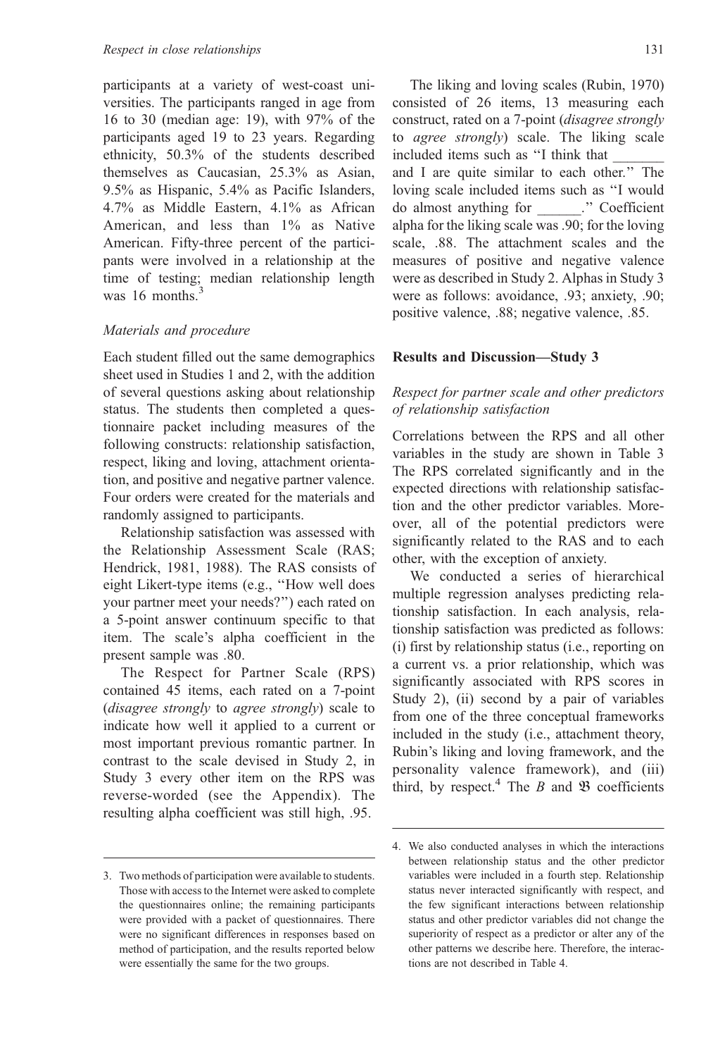participants at a variety of west-coast universities. The participants ranged in age from 16 to 30 (median age: 19), with 97% of the participants aged 19 to 23 years. Regarding ethnicity, 50.3% of the students described themselves as Caucasian, 25.3% as Asian, 9.5% as Hispanic, 5.4% as Pacific Islanders, 4.7% as Middle Eastern, 4.1% as African American, and less than 1% as Native American. Fifty-three percent of the participants were involved in a relationship at the time of testing; median relationship length was 16 months.[3]

### Materials and procedure

Each student filled out the same demographics sheet used in Studies 1 and 2, with the addition of several questions asking about relationship status. The students then completed a questionnaire packet including measures of the following constructs: relationship satisfaction, respect, liking and loving, attachment orientation, and positive and negative partner valence. Four orders were created for the materials and randomly assigned to participants.

Relationship satisfaction was assessed with the Relationship Assessment Scale (RAS; Hendrick, 1981, 1988). The RAS consists of eight Likert-type items (e.g., "How well does your partner meet your needs?") each rated on a 5-point answer continuum specific to that item. The scale's alpha coefficient in the present sample was .80.

The Respect for Partner Scale (RPS) contained 45 items, each rated on a 7-point (*disagree strongly* to *agree strongly*) scale to indicate how well it applied to a current or most important previous romantic partner. In contrast to the scale devised in Study 2, in Study 3 every other item on the RPS was reverse-worded (see the Appendix). The resulting alpha coefficient was still high, .95.

The liking and loving scales (Rubin, 1970) consisted of 26 items, 13 measuring each construct, rated on a 7-point (*disagree strongly* to *agree strongly*) scale. The liking scale included items such as "I think that _______ and I are quite similar to each other." The loving scale included items such as "I would do almost anything for ______." Coefficient alpha for the liking scale was .90; for the loving scale, .88. The attachment scales and the measures of positive and negative valence were as described in Study 2. Alphas in Study 3 were as follows: avoidance, .93; anxiety, .90; positive valence, .88; negative valence, .85.

## Results and Discussion—Study 3

### Respect for partner scale and other predictors of relationship satisfaction

Correlations between the RPS and all other variables in the study are shown in Table 3 The RPS correlated significantly and in the expected directions with relationship satisfaction and the other predictor variables. Moreover, all of the potential predictors were significantly related to the RAS and to each other, with the exception of anxiety.

We conducted a series of hierarchical multiple regression analyses predicting relationship satisfaction. In each analysis, relationship satisfaction was predicted as follows: (i) first by relationship status (i.e., reporting on a current vs. a prior relationship, which was significantly associated with RPS scores in Study 2), (ii) second by a pair of variables from one of the three conceptual frameworks included in the study (i.e., attachment theory, Rubin's liking and loving framework, and the personality valence framework), and (iii) third, by respect.[4] The *B* and $\mathfrak{B}$ coefficients

3. Two methods of participation were available to students. Those with access to the Internet were asked to complete the questionnaires online; the remaining participants were provided with a packet of questionnaires. There were no significant differences in responses based on method of participation, and the results reported below were essentially the same for the two groups.

4. We also conducted analyses in which the interactions between relationship status and the other predictor variables were included in a fourth step. Relationship status never interacted significantly with respect, and the few significant interactions between relationship status and other predictor variables did not change the superiority of respect as a predictor or alter any of the other patterns we describe here. Therefore, the interactions are not described in Table 4.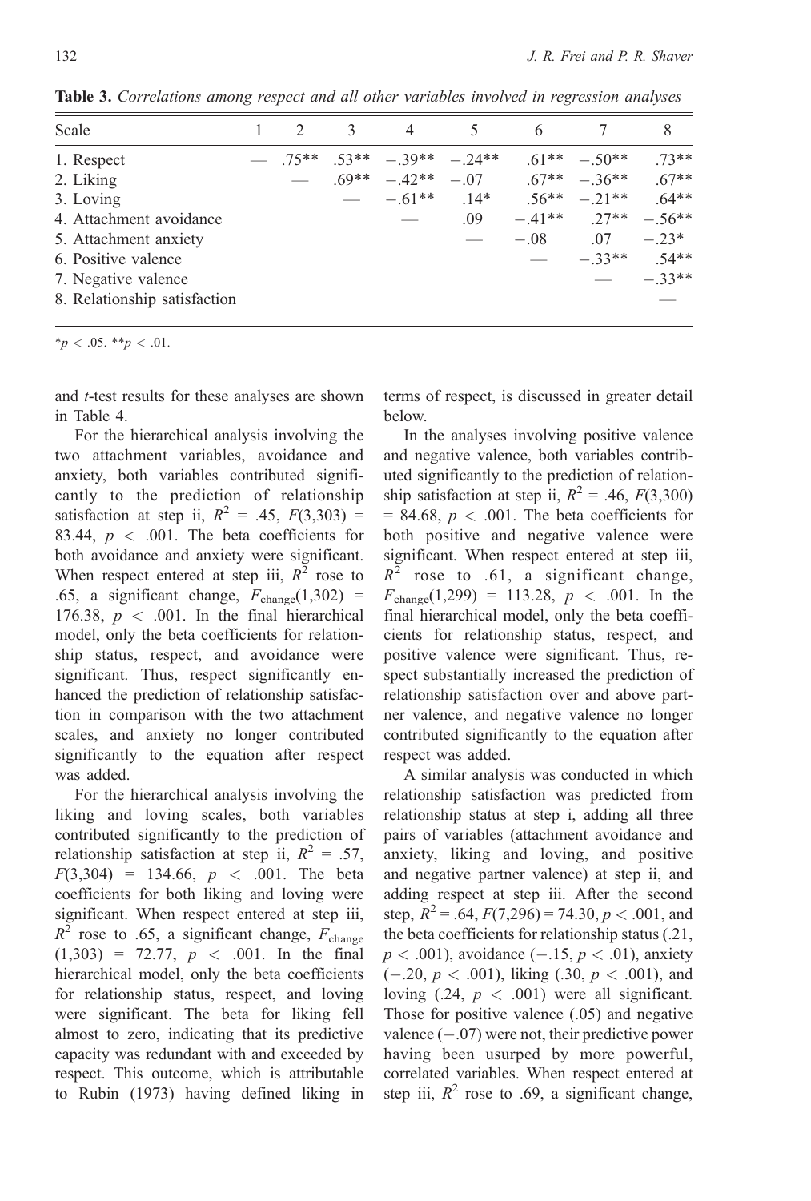**Table 3.** *Correlations among respect and all other variables involved in regression analyses*

| Scale | 1 | 2 | 3 | 4 | 5 | 6 | 7 | 8 |
|---|---|---|---|---|---|---|---|---|
| 1. Respect | — | .75** | .53** | −.39** | −.24** | .61** | −.50** | .73** |
| 2. Liking | | — | .69** | −.42** | −.07 | .67** | −.36** | .67** |
| 3. Loving | | | — | −.61** | .14* | .56** | −.21** | .64** |
| 4. Attachment avoidance | | | | — | .09 | −.41** | .27** | −.56** |
| 5. Attachment anxiety | | | | | — | −.08 | .07 | −.23* |
| 6. Positive valence | | | | | | — | −.33** | .54** |
| 7. Negative valence | | | | | | | — | −.33** |
| 8. Relationship satisfaction | | | | | | | | — |

*$p < .05$. **$p < .01$.

and *t*-test results for these analyses are shown in Table 4.

For the hierarchical analysis involving the two attachment variables, avoidance and anxiety, both variables contributed significantly to the prediction of relationship satisfaction at step ii, $R^2 = .45$, $F(3,303) = 83.44$, $p < .001$. The beta coefficients for both avoidance and anxiety were significant. When respect entered at step iii, $R^2$ rose to .65, a significant change, $F_{\text{change}}(1,302) = 176.38$, $p < .001$. In the final hierarchical model, only the beta coefficients for relationship status, respect, and avoidance were significant. Thus, respect significantly enhanced the prediction of relationship satisfaction in comparison with the two attachment scales, and anxiety no longer contributed significantly to the equation after respect was added.

For the hierarchical analysis involving the liking and loving scales, both variables contributed significantly to the prediction of relationship satisfaction at step ii, $R^2 = .57$, $F(3,304) = 134.66$, $p < .001$. The beta coefficients for both liking and loving were significant. When respect entered at step iii, $R^2$ rose to .65, a significant change, $F_{\text{change}}(1,303) = 72.77$, $p < .001$. In the final hierarchical model, only the beta coefficients for relationship status, respect, and loving were significant. The beta for liking fell almost to zero, indicating that its predictive capacity was redundant with and exceeded by respect. This outcome, which is attributable to Rubin (1973) having defined liking in terms of respect, is discussed in greater detail below.

In the analyses involving positive valence and negative valence, both variables contributed significantly to the prediction of relationship satisfaction at step ii, $R^2 = .46$, $F(3,300) = 84.68$, $p < .001$. The beta coefficients for both positive and negative valence were significant. When respect entered at step iii, $R^2$ rose to .61, a significant change, $F_{\text{change}}(1,299) = 113.28$, $p < .001$. In the final hierarchical model, only the beta coefficients for relationship status, respect, and positive valence were significant. Thus, respect substantially increased the prediction of relationship satisfaction over and above partner valence, and negative valence no longer contributed significantly to the equation after respect was added.

A similar analysis was conducted in which relationship satisfaction was predicted from relationship status at step i, adding all three pairs of variables (attachment avoidance and anxiety, liking and loving, and positive and negative partner valence) at step ii, and adding respect at step iii. After the second step, $R^2 = .64$, $F(7,296) = 74.30$, $p < .001$, and the beta coefficients for relationship status (.21, $p < .001$), avoidance (−.15, $p < .01$), anxiety (−.20, $p < .001$), liking (.30, $p < .001$), and loving (.24, $p < .001$) were all significant. Those for positive valence (.05) and negative valence (−.07) were not, their predictive power having been usurped by more powerful, correlated variables. When respect entered at step iii, $R^2$ rose to .69, a significant change,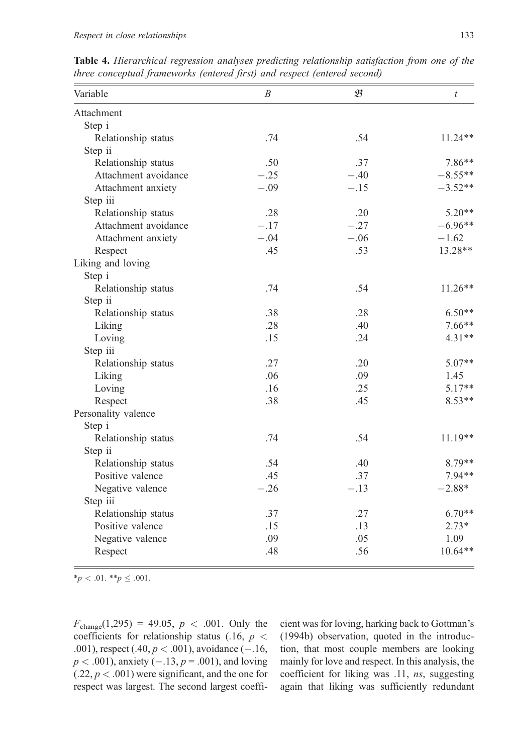**Table 4.** *Hierarchical regression analyses predicting relationship satisfaction from one of the three conceptual frameworks (entered first) and respect (entered second)*

| Variable | *B* | 𝔅 | *t* |
|---|---|---|---|
| Attachment | | | |
| Step i | | | |
| Relationship status | .74 | .54 | 11.24** |
| Step ii | | | |
| Relationship status | .50 | .37 | 7.86** |
| Attachment avoidance | −.25 | −.40 | −8.55** |
| Attachment anxiety | −.09 | −.15 | −3.52** |
| Step iii | | | |
| Relationship status | .28 | .20 | 5.20** |
| Attachment avoidance | −.17 | −.27 | −6.96** |
| Attachment anxiety | −.04 | −.06 | −1.62 |
| Respect | .45 | .53 | 13.28** |
| Liking and loving | | | |
| Step i | | | |
| Relationship status | .74 | .54 | 11.26** |
| Step ii | | | |
| Relationship status | .38 | .28 | 6.50** |
| Liking | .28 | .40 | 7.66** |
| Loving | .15 | .24 | 4.31** |
| Step iii | | | |
| Relationship status | .27 | .20 | 5.07** |
| Liking | .06 | .09 | 1.45 |
| Loving | .16 | .25 | 5.17** |
| Respect | .38 | .45 | 8.53** |
| Personality valence | | | |
| Step i | | | |
| Relationship status | .74 | .54 | 11.19** |
| Step ii | | | |
| Relationship status | .54 | .40 | 8.79** |
| Positive valence | .45 | .37 | 7.94** |
| Negative valence | −.26 | −.13 | −2.88* |
| Step iii | | | |
| Relationship status | .37 | .27 | 6.70** |
| Positive valence | .15 | .13 | 2.73* |
| Negative valence | .09 | .05 | 1.09 |
| Respect | .48 | .56 | 10.64** |

*$p < .01$. **$p \leq .001$.

$F_{\text{change}}(1,295) = 49.05$, $p < .001$. Only the coefficients for relationship status (.16, $p < .001$), respect (.40, $p < .001$), avoidance (−.16, $p < .001$), anxiety (−.13, $p = .001$), and loving (.22, $p < .001$) were significant, and the one for respect was largest. The second largest coefficient was for loving, harking back to Gottman's (1994b) observation, quoted in the introduction, that most couple members are looking mainly for love and respect. In this analysis, the coefficient for liking was .11, *ns*, suggesting again that liking was sufficiently redundant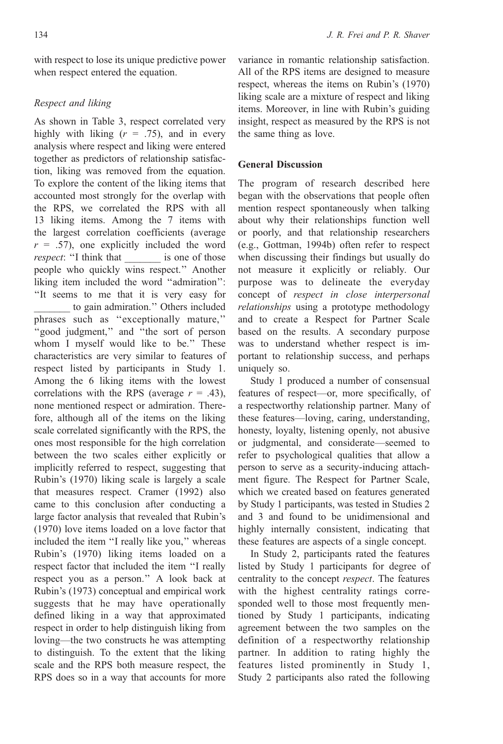with respect to lose its unique predictive power when respect entered the equation.

### *Respect and liking*

As shown in Table 3, respect correlated very highly with liking ($r = .75$), and in every analysis where respect and liking were entered together as predictors of relationship satisfaction, liking was removed from the equation. To explore the content of the liking items that accounted most strongly for the overlap with the RPS, we correlated the RPS with all 13 liking items. Among the 7 items with the largest correlation coefficients (average $r = .57$), one explicitly included the word *respect*: ''I think that _______ is one of those people who quickly wins respect.'' Another liking item included the word ''admiration'': ''It seems to me that it is very easy for _______ to gain admiration.'' Others included phrases such as ''exceptionally mature,'' ''good judgment,'' and ''the sort of person whom I myself would like to be.'' These characteristics are very similar to features of respect listed by participants in Study 1. Among the 6 liking items with the lowest correlations with the RPS (average $r = .43$), none mentioned respect or admiration. Therefore, although all of the items on the liking scale correlated significantly with the RPS, the ones most responsible for the high correlation between the two scales either explicitly or implicitly referred to respect, suggesting that Rubin's (1970) liking scale is largely a scale that measures respect. Cramer (1992) also came to this conclusion after conducting a large factor analysis that revealed that Rubin's (1970) love items loaded on a love factor that included the item ''I really like you,'' whereas Rubin's (1970) liking items loaded on a respect factor that included the item ''I really respect you as a person.'' A look back at Rubin's (1973) conceptual and empirical work suggests that he may have operationally defined liking in a way that approximated respect in order to help distinguish liking from loving—the two constructs he was attempting to distinguish. To the extent that the liking scale and the RPS both measure respect, the RPS does so in a way that accounts for more variance in romantic relationship satisfaction. All of the RPS items are designed to measure respect, whereas the items on Rubin's (1970) liking scale are a mixture of respect and liking items. Moreover, in line with Rubin's guiding insight, respect as measured by the RPS is not the same thing as love.

## General Discussion

The program of research described here began with the observations that people often mention respect spontaneously when talking about why their relationships function well or poorly, and that relationship researchers (e.g., Gottman, 1994b) often refer to respect when discussing their findings but usually do not measure it explicitly or reliably. Our purpose was to delineate the everyday concept of *respect in close interpersonal relationships* using a prototype methodology and to create a Respect for Partner Scale based on the results. A secondary purpose was to understand whether respect is important to relationship success, and perhaps uniquely so.

Study 1 produced a number of consensual features of respect—or, more specifically, of a respectworthy relationship partner. Many of these features—loving, caring, understanding, honesty, loyalty, listening openly, not abusive or judgmental, and considerate—seemed to refer to psychological qualities that allow a person to serve as a security-inducing attachment figure. The Respect for Partner Scale, which we created based on features generated by Study 1 participants, was tested in Studies 2 and 3 and found to be unidimensional and highly internally consistent, indicating that these features are aspects of a single concept.

In Study 2, participants rated the features listed by Study 1 participants for degree of centrality to the concept *respect*. The features with the highest centrality ratings corresponded well to those most frequently mentioned by Study 1 participants, indicating agreement between the two samples on the definition of a respectworthy relationship partner. In addition to rating highly the features listed prominently in Study 1, Study 2 participants also rated the following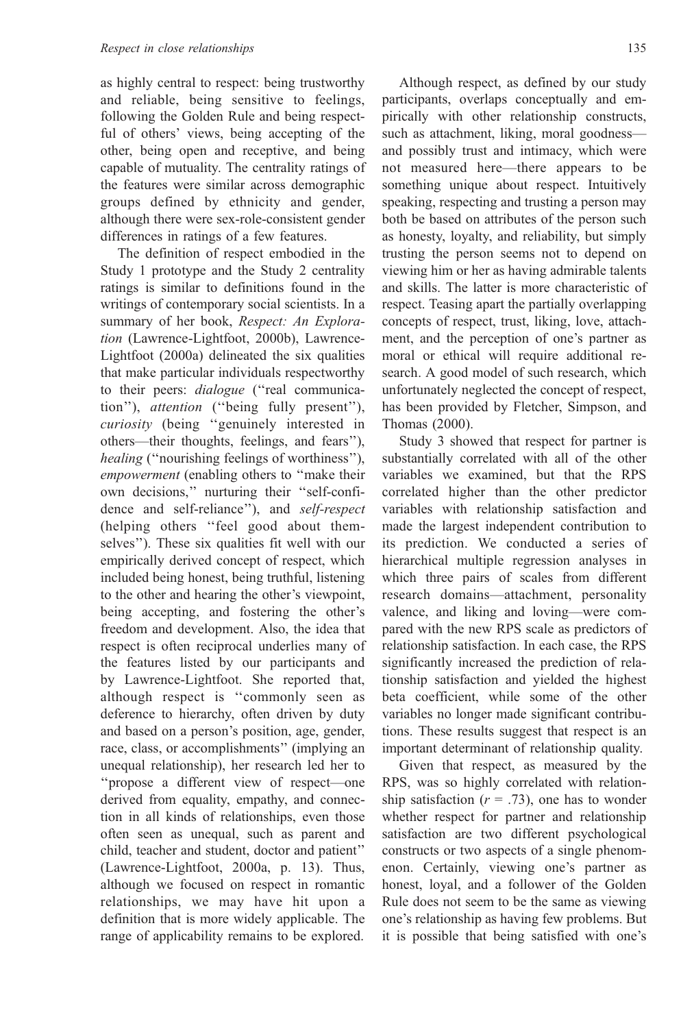as highly central to respect: being trustworthy and reliable, being sensitive to feelings, following the Golden Rule and being respectful of others' views, being accepting of the other, being open and receptive, and being capable of mutuality. The centrality ratings of the features were similar across demographic groups defined by ethnicity and gender, although there were sex-role-consistent gender differences in ratings of a few features.

The definition of respect embodied in the Study 1 prototype and the Study 2 centrality ratings is similar to definitions found in the writings of contemporary social scientists. In a summary of her book, *Respect: An Exploration* (Lawrence-Lightfoot, 2000b), Lawrence-Lightfoot (2000a) delineated the six qualities that make particular individuals respectworthy to their peers: *dialogue* (''real communication''), *attention* (''being fully present''), *curiosity* (being ''genuinely interested in others—their thoughts, feelings, and fears''), *healing* (''nourishing feelings of worthiness''), *empowerment* (enabling others to ''make their own decisions,'' nurturing their ''self-confidence and self-reliance''), and *self-respect* (helping others ''feel good about themselves''). These six qualities fit well with our empirically derived concept of respect, which included being honest, being truthful, listening to the other and hearing the other's viewpoint, being accepting, and fostering the other's freedom and development. Also, the idea that respect is often reciprocal underlies many of the features listed by our participants and by Lawrence-Lightfoot. She reported that, although respect is ''commonly seen as deference to hierarchy, often driven by duty and based on a person's position, age, gender, race, class, or accomplishments'' (implying an unequal relationship), her research led her to ''propose a different view of respect—one derived from equality, empathy, and connection in all kinds of relationships, even those often seen as unequal, such as parent and child, teacher and student, doctor and patient'' (Lawrence-Lightfoot, 2000a, p. 13). Thus, although we focused on respect in romantic relationships, we may have hit upon a definition that is more widely applicable. The range of applicability remains to be explored.

Although respect, as defined by our study participants, overlaps conceptually and empirically with other relationship constructs, such as attachment, liking, moral goodness—and possibly trust and intimacy, which were not measured here—there appears to be something unique about respect. Intuitively speaking, respecting and trusting a person may both be based on attributes of the person such as honesty, loyalty, and reliability, but simply trusting the person seems not to depend on viewing him or her as having admirable talents and skills. The latter is more characteristic of respect. Teasing apart the partially overlapping concepts of respect, trust, liking, love, attachment, and the perception of one's partner as moral or ethical will require additional research. A good model of such research, which unfortunately neglected the concept of respect, has been provided by Fletcher, Simpson, and Thomas (2000).

Study 3 showed that respect for partner is substantially correlated with all of the other variables we examined, but that the RPS correlated higher than the other predictor variables with relationship satisfaction and made the largest independent contribution to its prediction. We conducted a series of hierarchical multiple regression analyses in which three pairs of scales from different research domains—attachment, personality valence, and liking and loving—were compared with the new RPS scale as predictors of relationship satisfaction. In each case, the RPS significantly increased the prediction of relationship satisfaction and yielded the highest beta coefficient, while some of the other variables no longer made significant contributions. These results suggest that respect is an important determinant of relationship quality.

Given that respect, as measured by the RPS, was so highly correlated with relationship satisfaction ($r = .73$), one has to wonder whether respect for partner and relationship satisfaction are two different psychological constructs or two aspects of a single phenomenon. Certainly, viewing one's partner as honest, loyal, and a follower of the Golden Rule does not seem to be the same as viewing one's relationship as having few problems. But it is possible that being satisfied with one's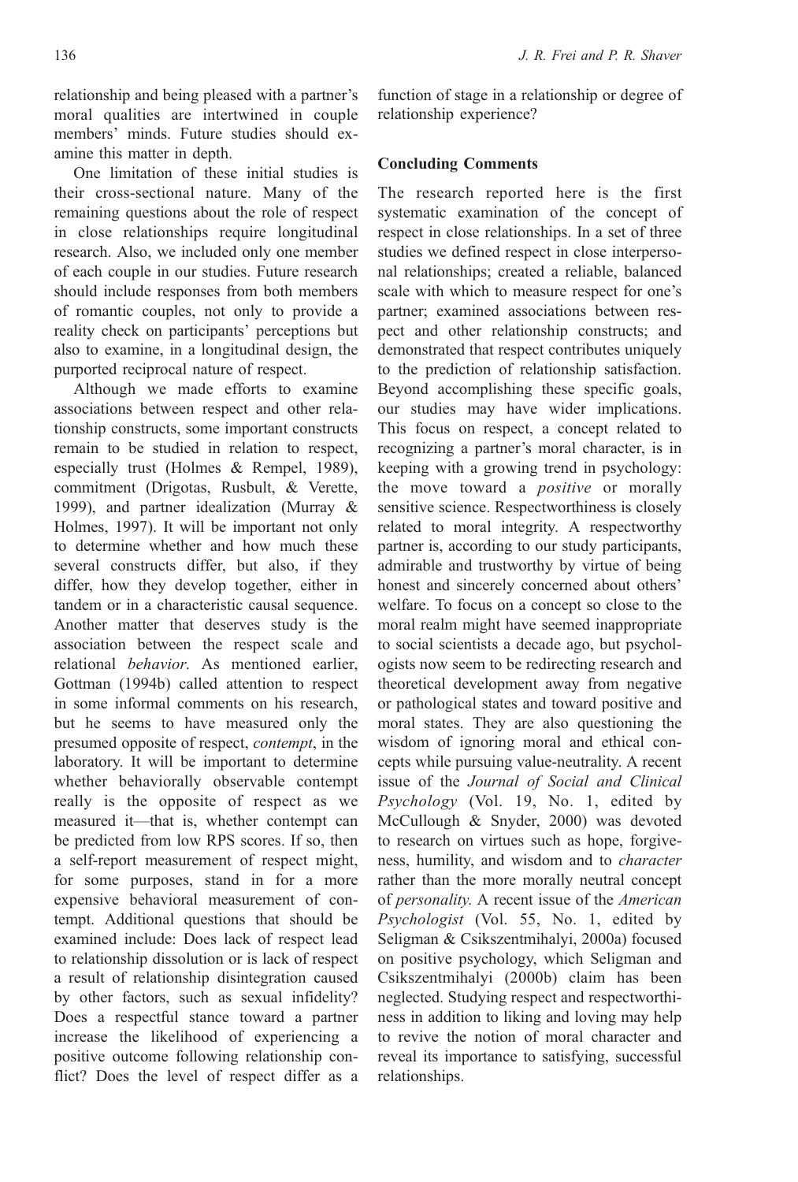relationship and being pleased with a partner's moral qualities are intertwined in couple members' minds. Future studies should examine this matter in depth.

One limitation of these initial studies is their cross-sectional nature. Many of the remaining questions about the role of respect in close relationships require longitudinal research. Also, we included only one member of each couple in our studies. Future research should include responses from both members of romantic couples, not only to provide a reality check on participants' perceptions but also to examine, in a longitudinal design, the purported reciprocal nature of respect.

Although we made efforts to examine associations between respect and other relationship constructs, some important constructs remain to be studied in relation to respect, especially trust (Holmes & Rempel, 1989), commitment (Drigotas, Rusbult, & Verette, 1999), and partner idealization (Murray & Holmes, 1997). It will be important not only to determine whether and how much these several constructs differ, but also, if they differ, how they develop together, either in tandem or in a characteristic causal sequence. Another matter that deserves study is the association between the respect scale and relational *behavior*. As mentioned earlier, Gottman (1994b) called attention to respect in some informal comments on his research, but he seems to have measured only the presumed opposite of respect, *contempt*, in the laboratory. It will be important to determine whether behaviorally observable contempt really is the opposite of respect as we measured it—that is, whether contempt can be predicted from low RPS scores. If so, then a self-report measurement of respect might, for some purposes, stand in for a more expensive behavioral measurement of contempt. Additional questions that should be examined include: Does lack of respect lead to relationship dissolution or is lack of respect a result of relationship disintegration caused by other factors, such as sexual infidelity? Does a respectful stance toward a partner increase the likelihood of experiencing a positive outcome following relationship conflict? Does the level of respect differ as a function of stage in a relationship or degree of relationship experience?

## Concluding Comments

The research reported here is the first systematic examination of the concept of respect in close relationships. In a set of three studies we defined respect in close interpersonal relationships; created a reliable, balanced scale with which to measure respect for one's partner; examined associations between respect and other relationship constructs; and demonstrated that respect contributes uniquely to the prediction of relationship satisfaction. Beyond accomplishing these specific goals, our studies may have wider implications. This focus on respect, a concept related to recognizing a partner's moral character, is in keeping with a growing trend in psychology: the move toward a *positive* or morally sensitive science. Respectworthiness is closely related to moral integrity. A respectworthy partner is, according to our study participants, admirable and trustworthy by virtue of being honest and sincerely concerned about others' welfare. To focus on a concept so close to the moral realm might have seemed inappropriate to social scientists a decade ago, but psychologists now seem to be redirecting research and theoretical development away from negative or pathological states and toward positive and moral states. They are also questioning the wisdom of ignoring moral and ethical concepts while pursuing value-neutrality. A recent issue of the *Journal of Social and Clinical Psychology* (Vol. 19, No. 1, edited by McCullough & Snyder, 2000) was devoted to research on virtues such as hope, forgiveness, humility, and wisdom and to *character* rather than the more morally neutral concept of *personality*. A recent issue of the *American Psychologist* (Vol. 55, No. 1, edited by Seligman & Csikszentmihalyi, 2000a) focused on positive psychology, which Seligman and Csikszentmihalyi (2000b) claim has been neglected. Studying respect and respectworthiness in addition to liking and loving may help to revive the notion of moral character and reveal its importance to satisfying, successful relationships.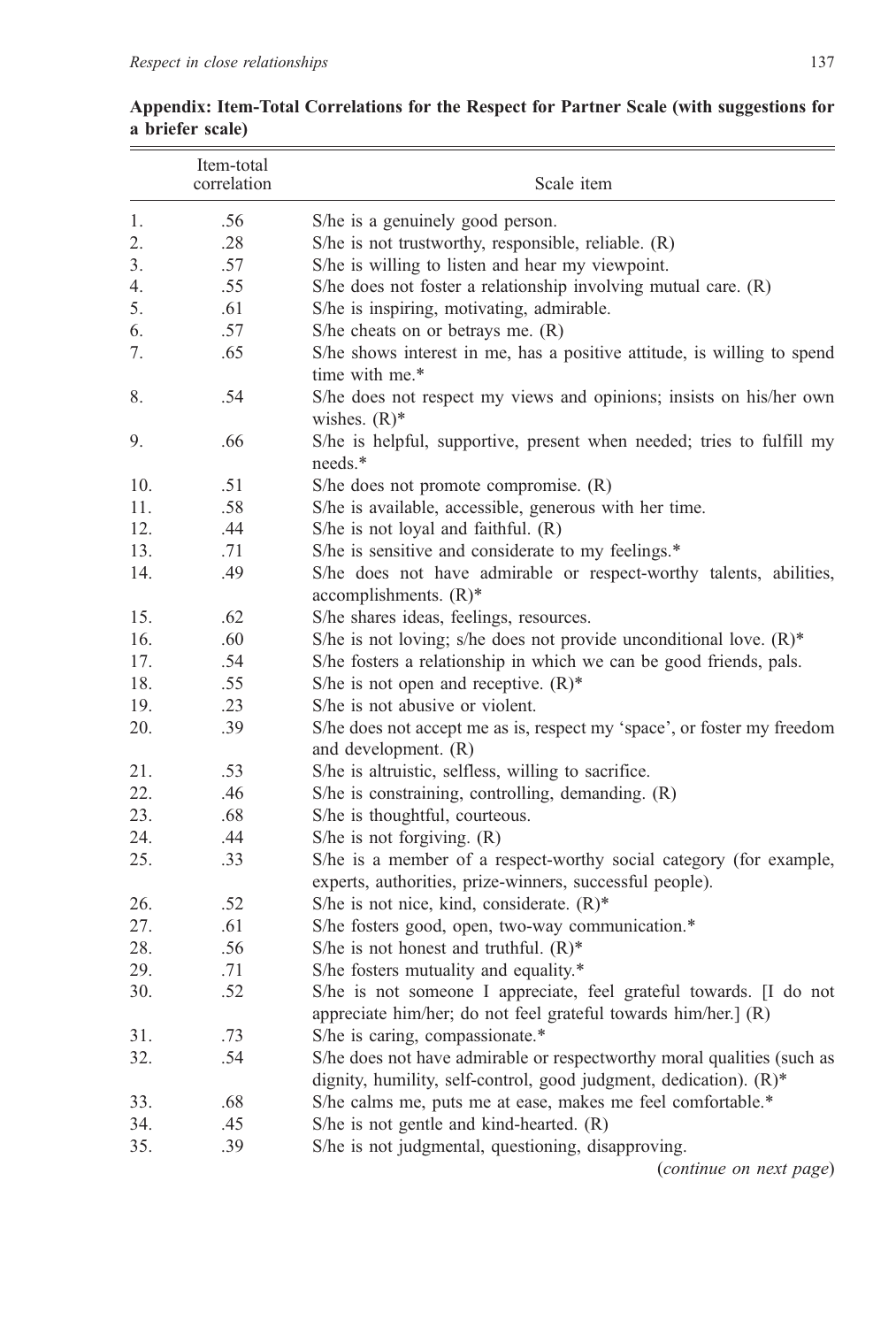**Appendix: Item-Total Correlations for the Respect for Partner Scale (with suggestions for a briefer scale)**

| | Item-total correlation | Scale item |
|---|---|---|
| 1. | .56 | S/he is a genuinely good person. |
| 2. | .28 | S/he is not trustworthy, responsible, reliable. (R) |
| 3. | .57 | S/he is willing to listen and hear my viewpoint. |
| 4. | .55 | S/he does not foster a relationship involving mutual care. (R) |
| 5. | .61 | S/he is inspiring, motivating, admirable. |
| 6. | .57 | S/he cheats on or betrays me. (R) |
| 7. | .65 | S/he shows interest in me, has a positive attitude, is willing to spend time with me.* |
| 8. | .54 | S/he does not respect my views and opinions; insists on his/her own wishes. (R)* |
| 9. | .66 | S/he is helpful, supportive, present when needed; tries to fulfill my needs.* |
| 10. | .51 | S/he does not promote compromise. (R) |
| 11. | .58 | S/he is available, accessible, generous with her time. |
| 12. | .44 | S/he is not loyal and faithful. (R) |
| 13. | .71 | S/he is sensitive and considerate to my feelings.* |
| 14. | .49 | S/he does not have admirable or respect-worthy talents, abilities, accomplishments. (R)* |
| 15. | .62 | S/he shares ideas, feelings, resources. |
| 16. | .60 | S/he is not loving; s/he does not provide unconditional love. (R)* |
| 17. | .54 | S/he fosters a relationship in which we can be good friends, pals. |
| 18. | .55 | S/he is not open and receptive. (R)* |
| 19. | .23 | S/he is not abusive or violent. |
| 20. | .39 | S/he does not accept me as is, respect my 'space', or foster my freedom and development. (R) |
| 21. | .53 | S/he is altruistic, selfless, willing to sacrifice. |
| 22. | .46 | S/he is constraining, controlling, demanding. (R) |
| 23. | .68 | S/he is thoughtful, courteous. |
| 24. | .44 | S/he is not forgiving. (R) |
| 25. | .33 | S/he is a member of a respect-worthy social category (for example, experts, authorities, prize-winners, successful people). |
| 26. | .52 | S/he is not nice, kind, considerate. (R)* |
| 27. | .61 | S/he fosters good, open, two-way communication.* |
| 28. | .56 | S/he is not honest and truthful. (R)* |
| 29. | .71 | S/he fosters mutuality and equality.* |
| 30. | .52 | S/he is not someone I appreciate, feel grateful towards. [I do not appreciate him/her; do not feel grateful towards him/her.] (R) |
| 31. | .73 | S/he is caring, compassionate.* |
| 32. | .54 | S/he does not have admirable or respectworthy moral qualities (such as dignity, humility, self-control, good judgment, dedication). (R)* |
| 33. | .68 | S/he calms me, puts me at ease, makes me feel comfortable.* |
| 34. | .45 | S/he is not gentle and kind-hearted. (R) |
| 35. | .39 | S/he is not judgmental, questioning, disapproving. |

(*continue on next page*)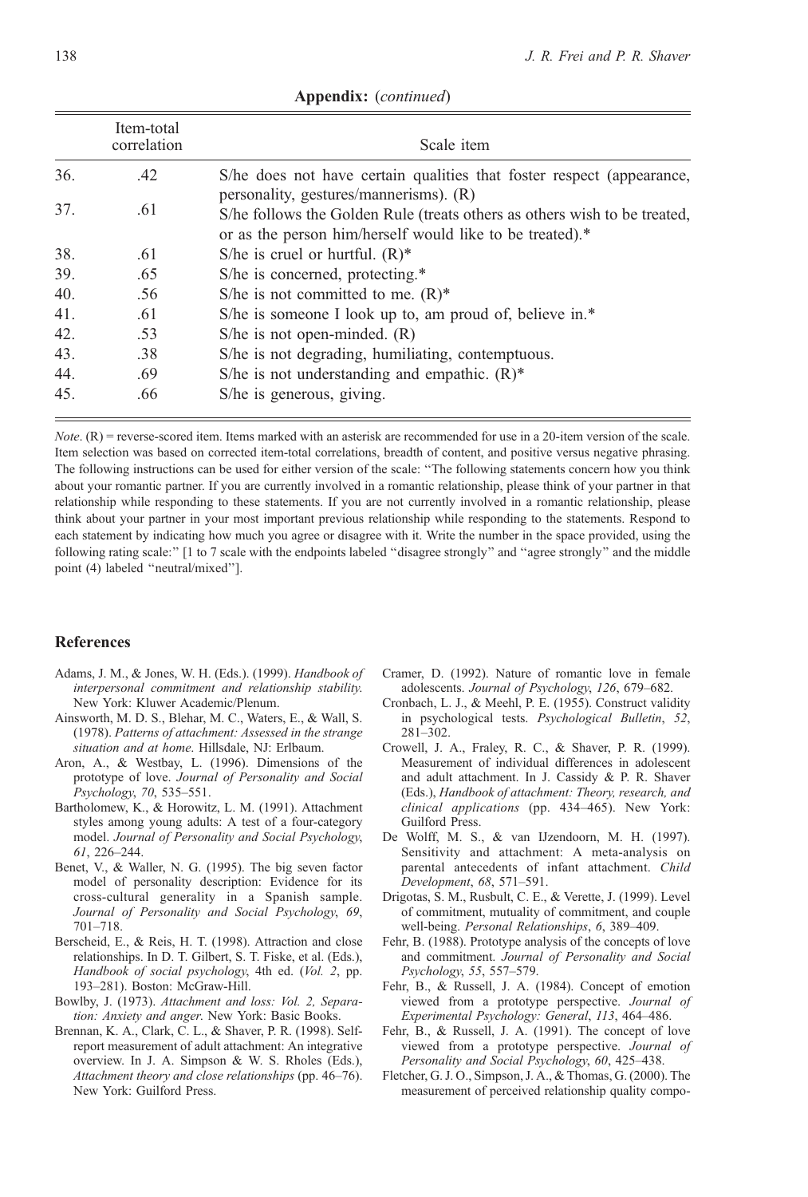**Appendix:** (*continued*)

| | Item-total correlation | Scale item |
|---|---|---|
| 36. | .42 | S/he does not have certain qualities that foster respect (appearance, personality, gestures/mannerisms). (R) |
| 37. | .61 | S/he follows the Golden Rule (treats others as others wish to be treated, or as the person him/herself would like to be treated).* |
| 38. | .61 | S/he is cruel or hurtful. (R)* |
| 39. | .65 | S/he is concerned, protecting.* |
| 40. | .56 | S/he is not committed to me. (R)* |
| 41. | .61 | S/he is someone I look up to, am proud of, believe in.* |
| 42. | .53 | S/he is not open-minded. (R) |
| 43. | .38 | S/he is not degrading, humiliating, contemptuous. |
| 44. | .69 | S/he is not understanding and empathic. (R)* |
| 45. | .66 | S/he is generous, giving. |

*Note*. (R) = reverse-scored item. Items marked with an asterisk are recommended for use in a 20-item version of the scale. Item selection was based on corrected item-total correlations, breadth of content, and positive versus negative phrasing. The following instructions can be used for either version of the scale: ''The following statements concern how you think about your romantic partner. If you are currently involved in a romantic relationship, please think of your partner in that relationship while responding to these statements. If you are not currently involved in a romantic relationship, please think about your partner in your most important previous relationship while responding to the statements. Respond to each statement by indicating how much you agree or disagree with it. Write the number in the space provided, using the following rating scale:'' [1 to 7 scale with the endpoints labeled ''disagree strongly'' and ''agree strongly'' and the middle point (4) labeled ''neutral/mixed''].

## References

Adams, J. M., & Jones, W. H. (Eds.). (1999). *Handbook of interpersonal commitment and relationship stability*. New York: Kluwer Academic/Plenum.

Ainsworth, M. D. S., Blehar, M. C., Waters, E., & Wall, S. (1978). *Patterns of attachment: Assessed in the strange situation and at home*. Hillsdale, NJ: Erlbaum.

Aron, A., & Westbay, L. (1996). Dimensions of the prototype of love. *Journal of Personality and Social Psychology*, *70*, 535–551.

Bartholomew, K., & Horowitz, L. M. (1991). Attachment styles among young adults: A test of a four-category model. *Journal of Personality and Social Psychology*, *61*, 226–244.

Benet, V., & Waller, N. G. (1995). The big seven factor model of personality description: Evidence for its cross-cultural generality in a Spanish sample. *Journal of Personality and Social Psychology*, *69*, 701–718.

Berscheid, E., & Reis, H. T. (1998). Attraction and close relationships. In D. T. Gilbert, S. T. Fiske, et al. (Eds.), *Handbook of social psychology*, 4th ed. (*Vol. 2*, pp. 193–281). Boston: McGraw-Hill.

Bowlby, J. (1973). *Attachment and loss: Vol. 2, Separation: Anxiety and anger*. New York: Basic Books.

Brennan, K. A., Clark, C. L., & Shaver, P. R. (1998). Self-report measurement of adult attachment: An integrative overview. In J. A. Simpson & W. S. Rholes (Eds.), *Attachment theory and close relationships* (pp. 46–76). New York: Guilford Press.

Cramer, D. (1992). Nature of romantic love in female adolescents. *Journal of Psychology*, *126*, 679–682.

Cronbach, L. J., & Meehl, P. E. (1955). Construct validity in psychological tests. *Psychological Bulletin*, *52*, 281–302.

Crowell, J. A., Fraley, R. C., & Shaver, P. R. (1999). Measurement of individual differences in adolescent and adult attachment. In J. Cassidy & P. R. Shaver (Eds.), *Handbook of attachment: Theory, research, and clinical applications* (pp. 434–465). New York: Guilford Press.

De Wolff, M. S., & van IJzendoorn, M. H. (1997). Sensitivity and attachment: A meta-analysis on parental antecedents of infant attachment. *Child Development*, *68*, 571–591.

Drigotas, S. M., Rusbult, C. E., & Verette, J. (1999). Level of commitment, mutuality of commitment, and couple well-being. *Personal Relationships*, *6*, 389–409.

Fehr, B. (1988). Prototype analysis of the concepts of love and commitment. *Journal of Personality and Social Psychology*, *55*, 557–579.

Fehr, B., & Russell, J. A. (1984). Concept of emotion viewed from a prototype perspective. *Journal of Experimental Psychology: General*, *113*, 464–486.

Fehr, B., & Russell, J. A. (1991). The concept of love viewed from a prototype perspective. *Journal of Personality and Social Psychology*, *60*, 425–438.

Fletcher, G. J. O., Simpson, J. A., & Thomas, G. (2000). The measurement of perceived relationship quality compo-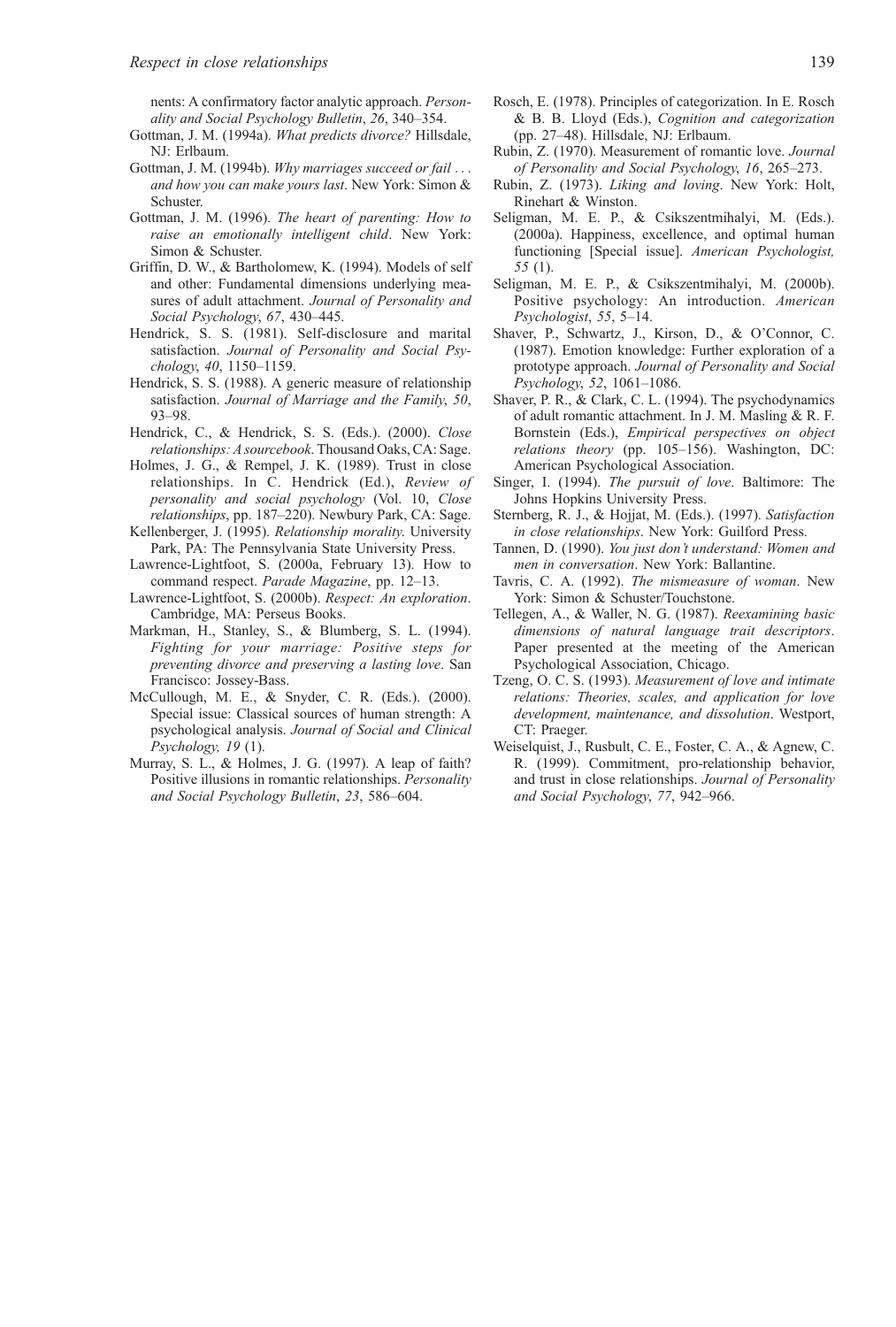nents: A confirmatory factor analytic approach. *Personality and Social Psychology Bulletin*, *26*, 340–354.

Gottman, J. M. (1994a). *What predicts divorce?* Hillsdale, NJ: Erlbaum.

Gottman, J. M. (1994b). *Why marriages succeed or fail . . . and how you can make yours last*. New York: Simon & Schuster.

Gottman, J. M. (1996). *The heart of parenting: How to raise an emotionally intelligent child*. New York: Simon & Schuster.

Griffin, D. W., & Bartholomew, K. (1994). Models of self and other: Fundamental dimensions underlying measures of adult attachment. *Journal of Personality and Social Psychology*, *67*, 430–445.

Hendrick, S. S. (1981). Self-disclosure and marital satisfaction. *Journal of Personality and Social Psychology*, *40*, 1150–1159.

Hendrick, S. S. (1988). A generic measure of relationship satisfaction. *Journal of Marriage and the Family*, *50*, 93–98.

Hendrick, C., & Hendrick, S. S. (Eds.). (2000). *Close relationships: A sourcebook*. Thousand Oaks, CA: Sage.

Holmes, J. G., & Rempel, J. K. (1989). Trust in close relationships. In C. Hendrick (Ed.), *Review of personality and social psychology* (Vol. 10, *Close relationships*, pp. 187–220). Newbury Park, CA: Sage.

Kellenberger, J. (1995). *Relationship morality*. University Park, PA: The Pennsylvania State University Press.

Lawrence-Lightfoot, S. (2000a, February 13). How to command respect. *Parade Magazine*, pp. 12–13.

Lawrence-Lightfoot, S. (2000b). *Respect: An exploration*. Cambridge, MA: Perseus Books.

Markman, H., Stanley, S., & Blumberg, S. L. (1994). *Fighting for your marriage: Positive steps for preventing divorce and preserving a lasting love*. San Francisco: Jossey-Bass.

McCullough, M. E., & Snyder, C. R. (Eds.). (2000). Special issue: Classical sources of human strength: A psychological analysis. *Journal of Social and Clinical Psychology, 19* (1).

Murray, S. L., & Holmes, J. G. (1997). A leap of faith? Positive illusions in romantic relationships. *Personality and Social Psychology Bulletin*, *23*, 586–604.

Rosch, E. (1978). Principles of categorization. In E. Rosch & B. B. Lloyd (Eds.), *Cognition and categorization* (pp. 27–48). Hillsdale, NJ: Erlbaum.

Rubin, Z. (1970). Measurement of romantic love. *Journal of Personality and Social Psychology*, *16*, 265–273.

Rubin, Z. (1973). *Liking and loving*. New York: Holt, Rinehart & Winston.

Seligman, M. E. P., & Csikszentmihalyi, M. (Eds.). (2000a). Happiness, excellence, and optimal human functioning [Special issue]. *American Psychologist, 55* (1).

Seligman, M. E. P., & Csikszentmihalyi, M. (2000b). Positive psychology: An introduction. *American Psychologist*, *55*, 5–14.

Shaver, P., Schwartz, J., Kirson, D., & O'Connor, C. (1987). Emotion knowledge: Further exploration of a prototype approach. *Journal of Personality and Social Psychology*, *52*, 1061–1086.

Shaver, P. R., & Clark, C. L. (1994). The psychodynamics of adult romantic attachment. In J. M. Masling & R. F. Bornstein (Eds.), *Empirical perspectives on object relations theory* (pp. 105–156). Washington, DC: American Psychological Association.

Singer, I. (1994). *The pursuit of love*. Baltimore: The Johns Hopkins University Press.

Sternberg, R. J., & Hojjat, M. (Eds.). (1997). *Satisfaction in close relationships*. New York: Guilford Press.

Tannen, D. (1990). *You just don't understand: Women and men in conversation*. New York: Ballantine.

Tavris, C. A. (1992). *The mismeasure of woman*. New York: Simon & Schuster/Touchstone.

Tellegen, A., & Waller, N. G. (1987). *Reexamining basic dimensions of natural language trait descriptors*. Paper presented at the meeting of the American Psychological Association, Chicago.

Tzeng, O. C. S. (1993). *Measurement of love and intimate relations: Theories, scales, and application for love development, maintenance, and dissolution*. Westport, CT: Praeger.

Weiselquist, J., Rusbult, C. E., Foster, C. A., & Agnew, C. R. (1999). Commitment, pro-relationship behavior, and trust in close relationships. *Journal of Personality and Social Psychology*, *77*, 942–966.